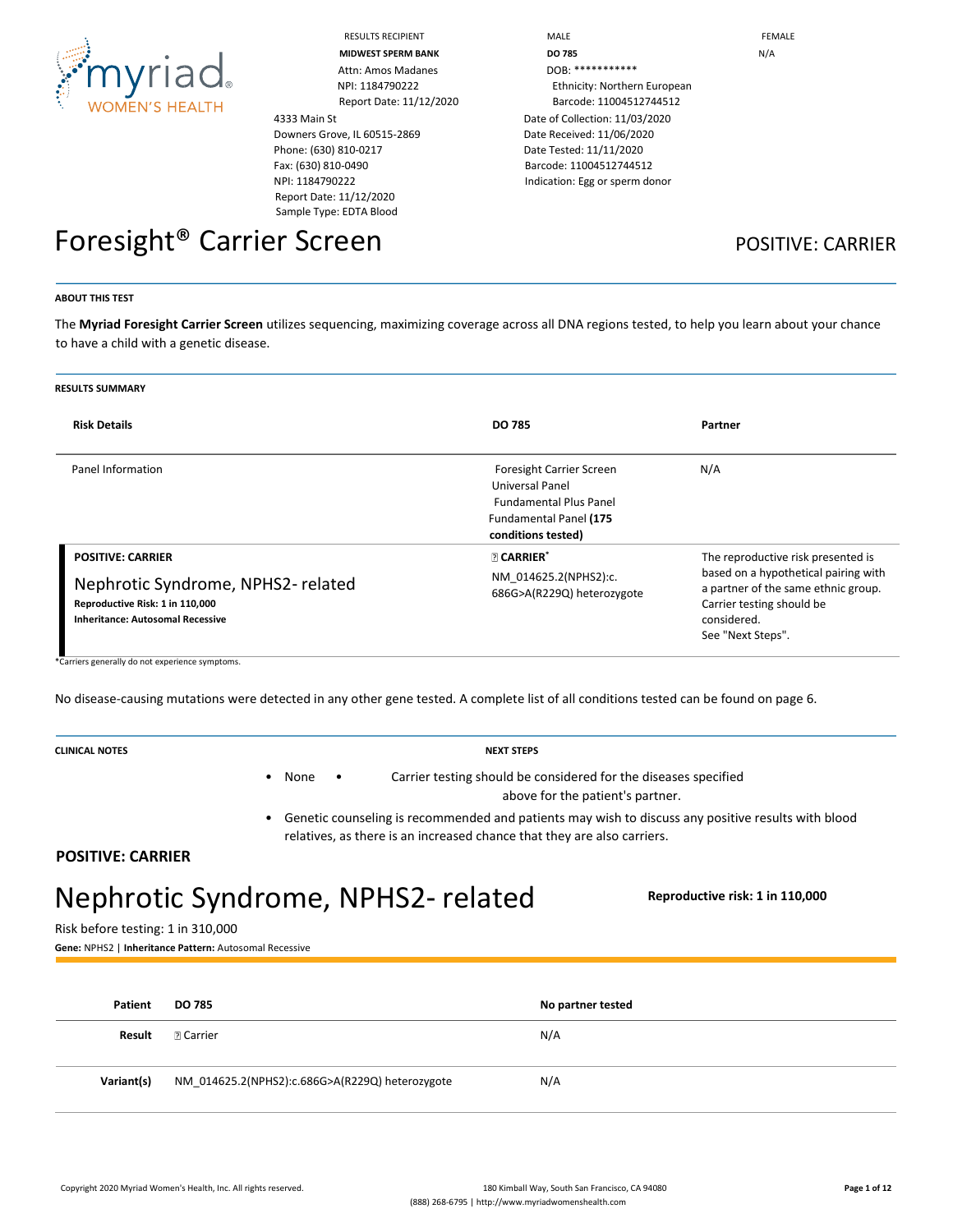RESULTS RECIPIENT
**MIDWEST SPERM BANK**
Attn: Amos Madanes
NPI: 1184790222
Report Date: 11/12/2020
4333 Main St
Downers Grove, IL 60515-2869
Phone: (630) 810-0217
Fax: (630) 810-0490
NPI: 1184790222
Report Date: 11/12/2020
Sample Type: EDTA Blood

MALE
**DO 785**
DOB: ***********
Ethnicity: Northern European
Barcode: 11004512744512
Date of Collection: 11/03/2020
Date Received: 11/06/2020
Date Tested: 11/11/2020
Barcode: 11004512744512
Indication: Egg or sperm donor

FEMALE
N/A

# Foresight® Carrier Screen

POSITIVE: CARRIER

**ABOUT THIS TEST**

The **Myriad Foresight Carrier Screen** utilizes sequencing, maximizing coverage across all DNA regions tested, to help you learn about your chance to have a child with a genetic disease.

**RESULTS SUMMARY**

| Risk Details | DO 785 | Partner |
|---|---|---|
| Panel Information | Foresight Carrier Screen Universal Panel Fundamental Plus Panel Fundamental Panel **(175 conditions tested)** | N/A |
| **POSITIVE: CARRIER** Nephrotic Syndrome, NPHS2- related **Reproductive Risk: 1 in 110,000** **Inheritance: Autosomal Recessive** | **CARRIER*** NM_014625.2(NPHS2):c. 686G>A(R229Q) heterozygote | The reproductive risk presented is based on a hypothetical pairing with a partner of the same ethnic group. Carrier testing should be considered. See "Next Steps". |

*Carriers generally do not experience symptoms.

No disease-causing mutations were detected in any other gene tested. A complete list of all conditions tested can be found on page 6.

**CLINICAL NOTES**

- None

**NEXT STEPS**

- Carrier testing should be considered for the diseases specified above for the patient's partner.
- Genetic counseling is recommended and patients may wish to discuss any positive results with blood relatives, as there is an increased chance that they are also carriers.

**POSITIVE: CARRIER**

# Nephrotic Syndrome, NPHS2- related

**Reproductive risk: 1 in 110,000**

Risk before testing: 1 in 310,000
**Gene:** NPHS2 | **Inheritance Pattern:** Autosomal Recessive

| Patient | DO 785 | No partner tested |
|---|---|---|
| Result | Carrier | N/A |
| Variant(s) | NM_014625.2(NPHS2):c.686G>A(R229Q) heterozygote | N/A |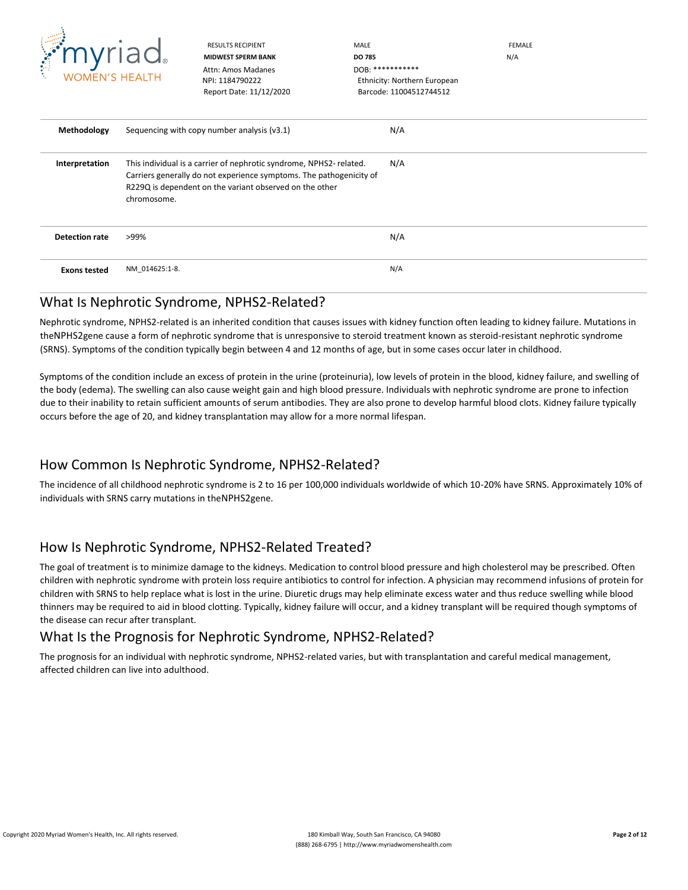| RESULTS RECIPIENT | MALE | FEMALE |
|---|---|---|
| **MIDWEST SPERM BANK** | **DO 785** | N/A |
| Attn: Amos Madanes | DOB: *********** | |
| NPI: 1184790222 | Ethnicity: Northern European | |
| Report Date: 11/12/2020 | Barcode: 11004512744512 | |

| | | |
|---|---|---|
| **Methodology** | Sequencing with copy number analysis (v3.1) | N/A |
| **Interpretation** | This individual is a carrier of nephrotic syndrome, NPHS2- related. Carriers generally do not experience symptoms. The pathogenicity of R229Q is dependent on the variant observed on the other chromosome. | N/A |
| **Detection rate** | >99% | N/A |
| **Exons tested** | NM_014625:1-8. | N/A |

## What Is Nephrotic Syndrome, NPHS2-Related?

Nephrotic syndrome, NPHS2-related is an inherited condition that causes issues with kidney function often leading to kidney failure. Mutations in theNPHS2gene cause a form of nephrotic syndrome that is unresponsive to steroid treatment known as steroid-resistant nephrotic syndrome (SRNS). Symptoms of the condition typically begin between 4 and 12 months of age, but in some cases occur later in childhood.

Symptoms of the condition include an excess of protein in the urine (proteinuria), low levels of protein in the blood, kidney failure, and swelling of the body (edema). The swelling can also cause weight gain and high blood pressure. Individuals with nephrotic syndrome are prone to infection due to their inability to retain sufficient amounts of serum antibodies. They are also prone to develop harmful blood clots. Kidney failure typically occurs before the age of 20, and kidney transplantation may allow for a more normal lifespan.

## How Common Is Nephrotic Syndrome, NPHS2-Related?

The incidence of all childhood nephrotic syndrome is 2 to 16 per 100,000 individuals worldwide of which 10-20% have SRNS. Approximately 10% of individuals with SRNS carry mutations in theNPHS2gene.

## How Is Nephrotic Syndrome, NPHS2-Related Treated?

The goal of treatment is to minimize damage to the kidneys. Medication to control blood pressure and high cholesterol may be prescribed. Often children with nephrotic syndrome with protein loss require antibiotics to control for infection. A physician may recommend infusions of protein for children with SRNS to help replace what is lost in the urine. Diuretic drugs may help eliminate excess water and thus reduce swelling while blood thinners may be required to aid in blood clotting. Typically, kidney failure will occur, and a kidney transplant will be required though symptoms of the disease can recur after transplant.

## What Is the Prognosis for Nephrotic Syndrome, NPHS2-Related?

The prognosis for an individual with nephrotic syndrome, NPHS2-related varies, but with transplantation and careful medical management, affected children can live into adulthood.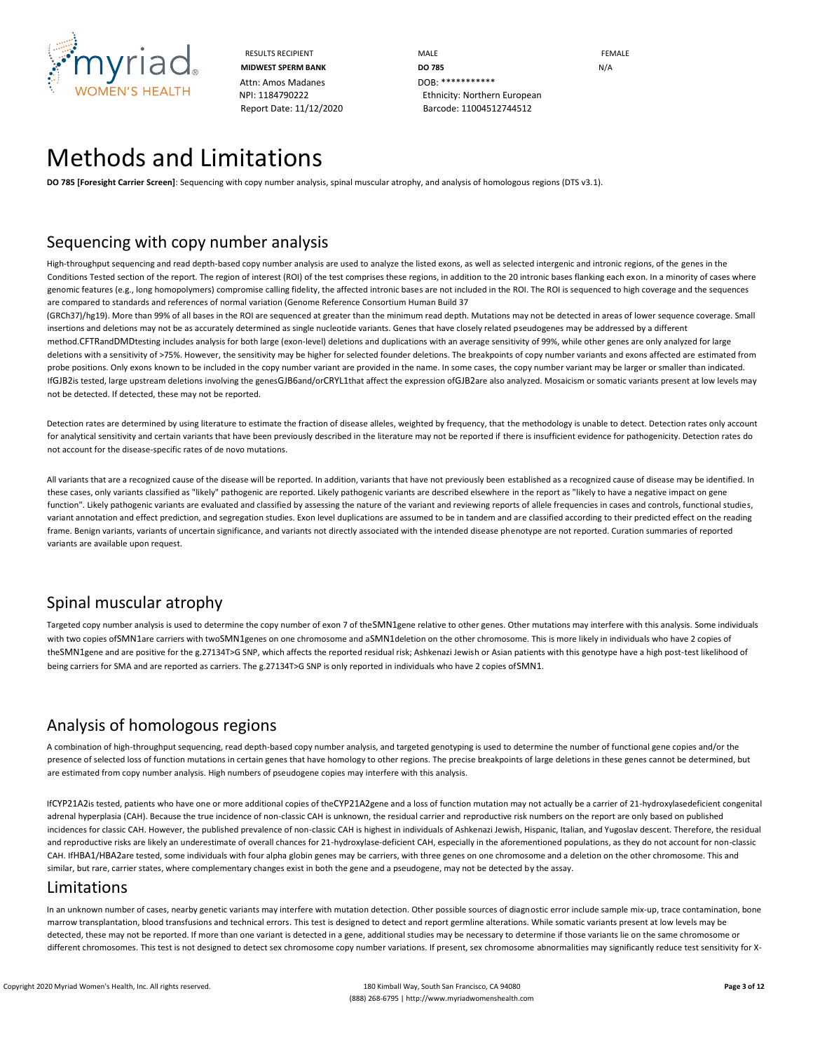| RESULTS RECIPIENT | MALE | FEMALE |
|---|---|---|
| **MIDWEST SPERM BANK** | **DO 785** | N/A |
| Attn: Amos Madanes | DOB: *********** | |
| NPI: 1184790222 | Ethnicity: Northern European | |
| Report Date: 11/12/2020 | Barcode: 11004512744512 | |

# Methods and Limitations

**DO 785 [Foresight Carrier Screen]**: Sequencing with copy number analysis, spinal muscular atrophy, and analysis of homologous regions (DTS v3.1).

## Sequencing with copy number analysis

High-throughput sequencing and read depth-based copy number analysis are used to analyze the listed exons, as well as selected intergenic and intronic regions, of the genes in the Conditions Tested section of the report. The region of interest (ROI) of the test comprises these regions, in addition to the 20 intronic bases flanking each exon. In a minority of cases where genomic features (e.g., long homopolymers) compromise calling fidelity, the affected intronic bases are not included in the ROI. The ROI is sequenced to high coverage and the sequences are compared to standards and references of normal variation (Genome Reference Consortium Human Build 37 (GRCh37)/hg19). More than 99% of all bases in the ROI are sequenced at greater than the minimum read depth. Mutations may not be detected in areas of lower sequence coverage. Small insertions and deletions may not be as accurately determined as single nucleotide variants. Genes that have closely related pseudogenes may be addressed by a different method.CFTRandDMDtesting includes analysis for both large (exon-level) deletions and duplications with an average sensitivity of 99%, while other genes are only analyzed for large deletions with a sensitivity of >75%. However, the sensitivity may be higher for selected founder deletions. The breakpoints of copy number variants and exons affected are estimated from probe positions. Only exons known to be included in the copy number variant are provided in the name. In some cases, the copy number variant may be larger or smaller than indicated. IfGJB2is tested, large upstream deletions involving the genesGJB6and/orCRYL1that affect the expression ofGJB2are also analyzed. Mosaicism or somatic variants present at low levels may not be detected. If detected, these may not be reported.

Detection rates are determined by using literature to estimate the fraction of disease alleles, weighted by frequency, that the methodology is unable to detect. Detection rates only account for analytical sensitivity and certain variants that have been previously described in the literature may not be reported if there is insufficient evidence for pathogenicity. Detection rates do not account for the disease-specific rates of de novo mutations.

All variants that are a recognized cause of the disease will be reported. In addition, variants that have not previously been established as a recognized cause of disease may be identified. In these cases, only variants classified as "likely" pathogenic are reported. Likely pathogenic variants are described elsewhere in the report as "likely to have a negative impact on gene function". Likely pathogenic variants are evaluated and classified by assessing the nature of the variant and reviewing reports of allele frequencies in cases and controls, functional studies, variant annotation and effect prediction, and segregation studies. Exon level duplications are assumed to be in tandem and are classified according to their predicted effect on the reading frame. Benign variants, variants of uncertain significance, and variants not directly associated with the intended disease phenotype are not reported. Curation summaries of reported variants are available upon request.

## Spinal muscular atrophy

Targeted copy number analysis is used to determine the copy number of exon 7 of theSMN1gene relative to other genes. Other mutations may interfere with this analysis. Some individuals with two copies ofSMN1are carriers with twoSMN1genes on one chromosome and aSMN1deletion on the other chromosome. This is more likely in individuals who have 2 copies of theSMN1gene and are positive for the g.27134T>G SNP, which affects the reported residual risk; Ashkenazi Jewish or Asian patients with this genotype have a high post-test likelihood of being carriers for SMA and are reported as carriers. The g.27134T>G SNP is only reported in individuals who have 2 copies ofSMN1.

## Analysis of homologous regions

A combination of high-throughput sequencing, read depth-based copy number analysis, and targeted genotyping is used to determine the number of functional gene copies and/or the presence of selected loss of function mutations in certain genes that have homology to other regions. The precise breakpoints of large deletions in these genes cannot be determined, but are estimated from copy number analysis. High numbers of pseudogene copies may interfere with this analysis.

IfCYP21A2is tested, patients who have one or more additional copies of theCYP21A2gene and a loss of function mutation may not actually be a carrier of 21-hydroxylasedeficient congenital adrenal hyperplasia (CAH). Because the true incidence of non-classic CAH is unknown, the residual carrier and reproductive risk numbers on the report are only based on published incidences for classic CAH. However, the published prevalence of non-classic CAH is highest in individuals of Ashkenazi Jewish, Hispanic, Italian, and Yugoslav descent. Therefore, the residual and reproductive risks are likely an underestimate of overall chances for 21-hydroxylase-deficient CAH, especially in the aforementioned populations, as they do not account for non-classic CAH. IfHBA1/HBA2are tested, some individuals with four alpha globin genes may be carriers, with three genes on one chromosome and a deletion on the other chromosome. This and similar, but rare, carrier states, where complementary changes exist in both the gene and a pseudogene, may not be detected by the assay.

## Limitations

In an unknown number of cases, nearby genetic variants may interfere with mutation detection. Other possible sources of diagnostic error include sample mix-up, trace contamination, bone marrow transplantation, blood transfusions and technical errors. This test is designed to detect and report germline alterations. While somatic variants present at low levels may be detected, these may not be reported. If more than one variant is detected in a gene, additional studies may be necessary to determine if those variants lie on the same chromosome or different chromosomes. This test is not designed to detect sex chromosome copy number variations. If present, sex chromosome abnormalities may significantly reduce test sensitivity for X-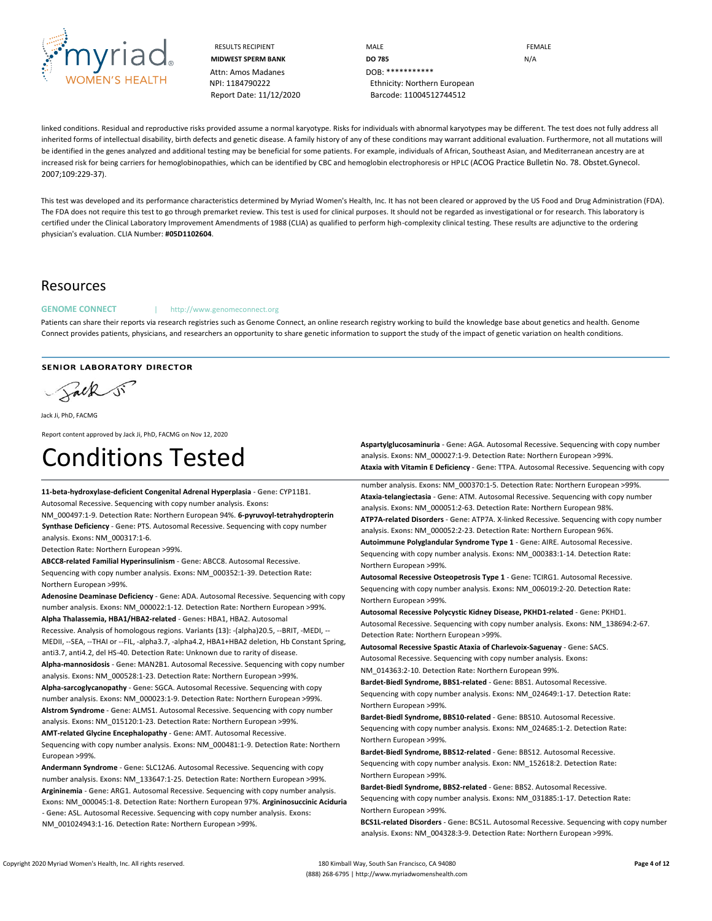linked conditions. Residual and reproductive risks provided assume a normal karyotype. Risks for individuals with abnormal karyotypes may be different. The test does not fully address all inherited forms of intellectual disability, birth defects and genetic disease. A family history of any of these conditions may warrant additional evaluation. Furthermore, not all mutations will be identified in the genes analyzed and additional testing may be beneficial for some patients. For example, individuals of African, Southeast Asian, and Mediterranean ancestry are at increased risk for being carriers for hemoglobinopathies, which can be identified by CBC and hemoglobin electrophoresis or HPLC (ACOG Practice Bulletin No. 78. Obstet.Gynecol. 2007;109:229-37).

This test was developed and its performance characteristics determined by Myriad Women's Health, Inc. It has not been cleared or approved by the US Food and Drug Administration (FDA). The FDA does not require this test to go through premarket review. This test is used for clinical purposes. It should not be regarded as investigational or for research. This laboratory is certified under the Clinical Laboratory Improvement Amendments of 1988 (CLIA) as qualified to perform high-complexity clinical testing. These results are adjunctive to the ordering physician's evaluation. CLIA Number: **#05D1102604**.

## Resources

**GENOME CONNECT** | http://www.genomeconnect.org

Patients can share their reports via research registries such as Genome Connect, an online research registry working to build the knowledge base about genetics and health. Genome Connect provides patients, physicians, and researchers an opportunity to share genetic information to support the study of the impact of genetic variation on health conditions.

**SENIOR LABORATORY DIRECTOR**

Jack Ji, PhD, FACMG

Report content approved by Jack Ji, PhD, FACMG on Nov 12, 2020

# Conditions Tested

**11-beta-hydroxylase-deficient Congenital Adrenal Hyperplasia** - **Gene:** CYP11B1. Autosomal Recessive. Sequencing with copy number analysis. **Exons:** NM_000497:1-9. **Detection Rate:** Northern European 94%.

**6-pyruvoyl-tetrahydropterin Synthase Deficiency** - **Gene:** PTS. Autosomal Recessive. Sequencing with copy number analysis. **Exons:** NM_000317:1-6. **Detection Rate:** Northern European >99%.

**ABCC8-related Familial Hyperinsulinism** - **Gene:** ABCC8. Autosomal Recessive. Sequencing with copy number analysis. **Exons:** NM_000352:1-39. **Detection Rate:** Northern European >99%.

**Adenosine Deaminase Deficiency** - **Gene:** ADA. Autosomal Recessive. Sequencing with copy number analysis. **Exons:** NM_000022:1-12. **Detection Rate:** Northern European >99%.

**Alpha Thalassemia, HBA1/HBA2-related** - **Genes:** HBA1, HBA2. Autosomal Recessive. Analysis of homologous regions. **Variants (13):** -(alpha)20.5, --BRIT, -MEDI, --MEDII, --SEA, --THAI or --FIL, -alpha3.7, -alpha4.2, HBA1+HBA2 deletion, Hb Constant Spring, anti3.7, anti4.2, del HS-40. **Detection Rate:** Unknown due to rarity of disease.

**Alpha-mannosidosis** - **Gene:** MAN2B1. Autosomal Recessive. Sequencing with copy number analysis. **Exons:** NM_000528:1-23. **Detection Rate:** Northern European >99%.

**Alpha-sarcoglycanopathy** - **Gene:** SGCA. Autosomal Recessive. Sequencing with copy number analysis. **Exons:** NM_000023:1-9. **Detection Rate:** Northern European >99%.

**Alstrom Syndrome** - **Gene:** ALMS1. Autosomal Recessive. Sequencing with copy number analysis. **Exons:** NM_015120:1-23. **Detection Rate:** Northern European >99%.

**AMT-related Glycine Encephalopathy** - **Gene:** AMT. Autosomal Recessive. Sequencing with copy number analysis. **Exons:** NM_000481:1-9. **Detection Rate:** Northern European >99%.

**Andermann Syndrome** - **Gene:** SLC12A6. Autosomal Recessive. Sequencing with copy number analysis. **Exons:** NM_133647:1-25. **Detection Rate:** Northern European >99%.

**Argininemia** - **Gene:** ARG1. Autosomal Recessive. Sequencing with copy number analysis. **Exons:** NM_000045:1-8. **Detection Rate:** Northern European 97%.

**Argininosuccinic Aciduria** - **Gene:** ASL. Autosomal Recessive. Sequencing with copy number analysis. **Exons:** NM_001024943:1-16. **Detection Rate:** Northern European >99%.

**Aspartylglucosaminuria** - **Gene:** AGA. Autosomal Recessive. Sequencing with copy number analysis. **Exons:** NM_000027:1-9. **Detection Rate:** Northern European >99%.

**Ataxia with Vitamin E Deficiency** - **Gene:** TTPA. Autosomal Recessive. Sequencing with copy number analysis. **Exons:** NM_000370:1-5. **Detection Rate:** Northern European >99%.

**Ataxia-telangiectasia** - **Gene:** ATM. Autosomal Recessive. Sequencing with copy number analysis. **Exons:** NM_000051:2-63. **Detection Rate:** Northern European 98%.

**ATP7A-related Disorders** - **Gene:** ATP7A. X-linked Recessive. Sequencing with copy number analysis. **Exons:** NM_000052:2-23. **Detection Rate:** Northern European 96%.

**Autoimmune Polyglandular Syndrome Type 1** - **Gene:** AIRE. Autosomal Recessive. Sequencing with copy number analysis. **Exons:** NM_000383:1-14. **Detection Rate:** Northern European >99%.

**Autosomal Recessive Osteopetrosis Type 1** - **Gene:** TCIRG1. Autosomal Recessive. Sequencing with copy number analysis. **Exons:** NM_006019:2-20. **Detection Rate:** Northern European >99%.

**Autosomal Recessive Polycystic Kidney Disease, PKHD1-related** - **Gene:** PKHD1. Autosomal Recessive. Sequencing with copy number analysis. **Exons:** NM_138694:2-67. **Detection Rate:** Northern European >99%.

**Autosomal Recessive Spastic Ataxia of Charlevoix-Saguenay** - **Gene:** SACS. Autosomal Recessive. Sequencing with copy number analysis. **Exons:** NM_014363:2-10. **Detection Rate:** Northern European 99%.

**Bardet-Biedl Syndrome, BBS1-related** - **Gene:** BBS1. Autosomal Recessive. Sequencing with copy number analysis. **Exons:** NM_024649:1-17. **Detection Rate:** Northern European >99%.

**Bardet-Biedl Syndrome, BBS10-related** - **Gene:** BBS10. Autosomal Recessive. Sequencing with copy number analysis. **Exons:** NM_024685:1-2. **Detection Rate:** Northern European >99%.

**Bardet-Biedl Syndrome, BBS12-related** - **Gene:** BBS12. Autosomal Recessive. Sequencing with copy number analysis. **Exon:** NM_152618:2. **Detection Rate:** Northern European >99%.

**Bardet-Biedl Syndrome, BBS2-related** - **Gene:** BBS2. Autosomal Recessive. Sequencing with copy number analysis. **Exons:** NM_031885:1-17. **Detection Rate:** Northern European >99%.

**BCS1L-related Disorders** - **Gene:** BCS1L. Autosomal Recessive. Sequencing with copy number analysis. **Exons:** NM_004328:3-9. **Detection Rate:** Northern European >99%.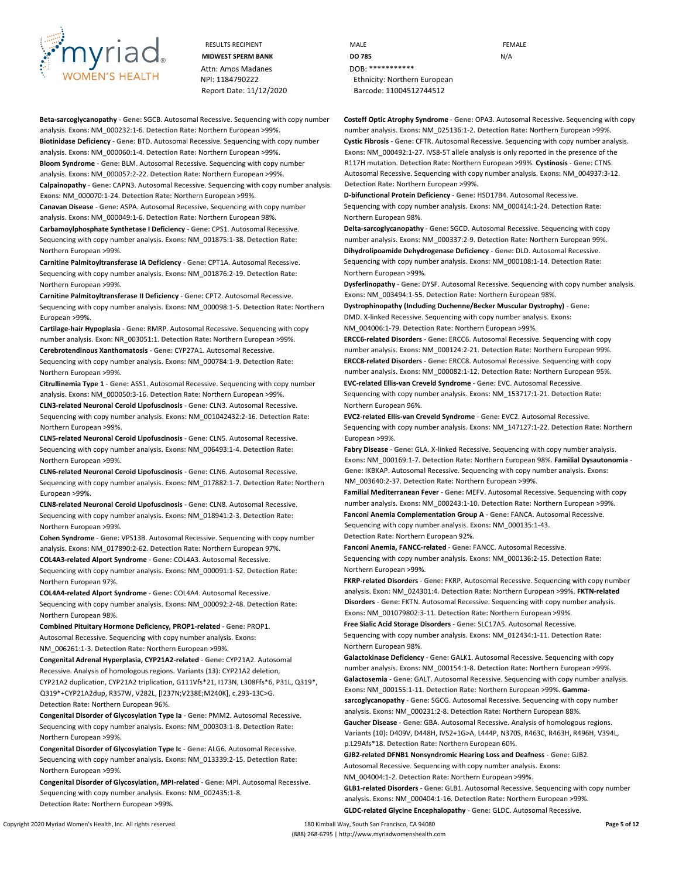RESULTS RECIPIENT
**MIDWEST SPERM BANK**
Attn: Amos Madanes
NPI: 1184790222
Report Date: 11/12/2020

MALE
**DO 785**
DOB: ***********
Ethnicity: Northern European
Barcode: 11004512744512

FEMALE
N/A

**Beta-sarcoglycanopathy** - **Gene:** SGCB. Autosomal Recessive. Sequencing with copy number analysis. **Exons:** NM_000232:1-6. **Detection Rate:** Northern European >99%.

**Biotinidase Deficiency** - **Gene:** BTD. Autosomal Recessive. Sequencing with copy number analysis. **Exons:** NM_000060:1-4. **Detection Rate:** Northern European >99%.

**Bloom Syndrome** - **Gene:** BLM. Autosomal Recessive. Sequencing with copy number analysis. **Exons:** NM_000057:2-22. **Detection Rate:** Northern European >99%.

**Calpainopathy** - **Gene:** CAPN3. Autosomal Recessive. Sequencing with copy number analysis. **Exons:** NM_000070:1-24. **Detection Rate:** Northern European >99%.

**Canavan Disease** - **Gene:** ASPA. Autosomal Recessive. Sequencing with copy number analysis. **Exons:** NM_000049:1-6. **Detection Rate:** Northern European 98%.

**Carbamoylphosphate Synthetase I Deficiency** - **Gene:** CPS1. Autosomal Recessive. Sequencing with copy number analysis. **Exons:** NM_001875:1-38. **Detection Rate:** Northern European >99%.

**Carnitine Palmitoyltransferase IA Deficiency** - **Gene:** CPT1A. Autosomal Recessive. Sequencing with copy number analysis. **Exons:** NM_001876:2-19. **Detection Rate:** Northern European >99%.

**Carnitine Palmitoyltransferase II Deficiency** - **Gene:** CPT2. Autosomal Recessive. Sequencing with copy number analysis. **Exons:** NM_000098:1-5. **Detection Rate:** Northern European >99%.

**Cartilage-hair Hypoplasia** - **Gene:** RMRP. Autosomal Recessive. Sequencing with copy number analysis. **Exon:** NR_003051:1. **Detection Rate:** Northern European >99%.

**Cerebrotendinous Xanthomatosis** - **Gene:** CYP27A1. Autosomal Recessive. Sequencing with copy number analysis. **Exons:** NM_000784:1-9. **Detection Rate:** Northern European >99%.

**Citrullinemia Type 1** - **Gene:** ASS1. Autosomal Recessive. Sequencing with copy number analysis. **Exons:** NM_000050:3-16. **Detection Rate:** Northern European >99%.

**CLN3-related Neuronal Ceroid Lipofuscinosis** - **Gene:** CLN3. Autosomal Recessive. Sequencing with copy number analysis. **Exons:** NM_001042432:2-16. **Detection Rate:** Northern European >99%.

**CLN5-related Neuronal Ceroid Lipofuscinosis** - **Gene:** CLN5. Autosomal Recessive. Sequencing with copy number analysis. **Exons:** NM_006493:1-4. **Detection Rate:** Northern European >99%.

**CLN6-related Neuronal Ceroid Lipofuscinosis** - **Gene:** CLN6. Autosomal Recessive. Sequencing with copy number analysis. **Exons:** NM_017882:1-7. **Detection Rate:** Northern European >99%.

**CLN8-related Neuronal Ceroid Lipofuscinosis** - **Gene:** CLN8. Autosomal Recessive. Sequencing with copy number analysis. **Exons:** NM_018941:2-3. **Detection Rate:** Northern European >99%.

**Cohen Syndrome** - **Gene:** VPS13B. Autosomal Recessive. Sequencing with copy number analysis. **Exons:** NM_017890:2-62. **Detection Rate:** Northern European 97%.

**COL4A3-related Alport Syndrome** - **Gene:** COL4A3. Autosomal Recessive. Sequencing with copy number analysis. **Exons:** NM_000091:1-52. **Detection Rate:** Northern European 97%.

**COL4A4-related Alport Syndrome** - **Gene:** COL4A4. Autosomal Recessive. Sequencing with copy number analysis. **Exons:** NM_000092:2-48. **Detection Rate:** Northern European 98%.

**Combined Pituitary Hormone Deficiency, PROP1-related** - **Gene:** PROP1. Autosomal Recessive. Sequencing with copy number analysis. **Exons:** NM_006261:1-3. **Detection Rate:** Northern European >99%.

**Congenital Adrenal Hyperplasia, CYP21A2-related** - **Gene:** CYP21A2. Autosomal Recessive. Analysis of homologous regions. **Variants (13):** CYP21A2 deletion, CYP21A2 duplication, CYP21A2 triplication, G111Vfs*21, I173N, L308Ffs*6, P31L, Q319*, Q319*+CYP21A2dup, R357W, V282L, [I237N;V238E;M240K], c.293-13C>G. **Detection Rate:** Northern European 96%.

**Congenital Disorder of Glycosylation Type Ia** - **Gene:** PMM2. Autosomal Recessive. Sequencing with copy number analysis. **Exons:** NM_000303:1-8. **Detection Rate:** Northern European >99%.

**Congenital Disorder of Glycosylation Type Ic** - **Gene:** ALG6. Autosomal Recessive. Sequencing with copy number analysis. **Exons:** NM_013339:2-15. **Detection Rate:** Northern European >99%.

**Congenital Disorder of Glycosylation, MPI-related** - **Gene:** MPI. Autosomal Recessive. Sequencing with copy number analysis. **Exons:** NM_002435:1-8. **Detection Rate:** Northern European >99%.

**Costeff Optic Atrophy Syndrome** - **Gene:** OPA3. Autosomal Recessive. Sequencing with copy number analysis. **Exons:** NM_025136:1-2. **Detection Rate:** Northern European >99%.

**Cystic Fibrosis** - **Gene:** CFTR. Autosomal Recessive. Sequencing with copy number analysis. **Exons:** NM_000492:1-27. IVS8-5T allele analysis is only reported in the presence of the R117H mutation. **Detection Rate:** Northern European >99%.

**Cystinosis** - **Gene:** CTNS. Autosomal Recessive. Sequencing with copy number analysis. **Exons:** NM_004937:3-12. **Detection Rate:** Northern European >99%.

**D-bifunctional Protein Deficiency** - **Gene:** HSD17B4. Autosomal Recessive. Sequencing with copy number analysis. **Exons:** NM_000414:1-24. **Detection Rate:** Northern European 98%.

**Delta-sarcoglycanopathy** - **Gene:** SGCD. Autosomal Recessive. Sequencing with copy number analysis. **Exons:** NM_000337:2-9. **Detection Rate:** Northern European 99%.

**Dihydrolipoamide Dehydrogenase Deficiency** - **Gene:** DLD. Autosomal Recessive. Sequencing with copy number analysis. **Exons:** NM_000108:1-14. **Detection Rate:** Northern European >99%.

**Dysferlinopathy** - **Gene:** DYSF. Autosomal Recessive. Sequencing with copy number analysis. **Exons:** NM_003494:1-55. **Detection Rate:** Northern European 98%.

**Dystrophinopathy (Including Duchenne/Becker Muscular Dystrophy)** - **Gene:** DMD. X-linked Recessive. Sequencing with copy number analysis. **Exons:** NM_004006:1-79. **Detection Rate:** Northern European >99%.

**ERCC6-related Disorders** - **Gene:** ERCC6. Autosomal Recessive. Sequencing with copy number analysis. **Exons:** NM_000124:2-21. **Detection Rate:** Northern European 99%.

**ERCC8-related Disorders** - **Gene:** ERCC8. Autosomal Recessive. Sequencing with copy number analysis. **Exons:** NM_000082:1-12. **Detection Rate:** Northern European 95%.

**EVC-related Ellis-van Creveld Syndrome** - **Gene:** EVC. Autosomal Recessive. Sequencing with copy number analysis. **Exons:** NM_153717:1-21. **Detection Rate:** Northern European 96%.

**EVC2-related Ellis-van Creveld Syndrome** - **Gene:** EVC2. Autosomal Recessive. Sequencing with copy number analysis. **Exons:** NM_147127:1-22. **Detection Rate:** Northern European >99%.

**Fabry Disease** - **Gene:** GLA. X-linked Recessive. Sequencing with copy number analysis. **Exons:** NM_000169:1-7. **Detection Rate:** Northern European 98%.

**Familial Dysautonomia** - **Gene:** IKBKAP. Autosomal Recessive. Sequencing with copy number analysis. **Exons:** NM_003640:2-37. **Detection Rate:** Northern European >99%.

**Familial Mediterranean Fever** - **Gene:** MEFV. Autosomal Recessive. Sequencing with copy number analysis. **Exons:** NM_000243:1-10. **Detection Rate:** Northern European >99%.

**Fanconi Anemia Complementation Group A** - **Gene:** FANCA. Autosomal Recessive. Sequencing with copy number analysis. **Exons:** NM_000135:1-43. **Detection Rate:** Northern European 92%.

**Fanconi Anemia, FANCC-related** - **Gene:** FANCC. Autosomal Recessive. Sequencing with copy number analysis. **Exons:** NM_000136:2-15. **Detection Rate:** Northern European >99%.

**FKRP-related Disorders** - **Gene:** FKRP. Autosomal Recessive. Sequencing with copy number analysis. **Exon:** NM_024301:4. **Detection Rate:** Northern European >99%.

**FKTN-related Disorders** - **Gene:** FKTN. Autosomal Recessive. Sequencing with copy number analysis. **Exons:** NM_001079802:3-11. **Detection Rate:** Northern European >99%.

**Free Sialic Acid Storage Disorders** - **Gene:** SLC17A5. Autosomal Recessive. Sequencing with copy number analysis. **Exons:** NM_012434:1-11. **Detection Rate:** Northern European 98%.

**Galactokinase Deficiency** - **Gene:** GALK1. Autosomal Recessive. Sequencing with copy number analysis. **Exons:** NM_000154:1-8. **Detection Rate:** Northern European >99%.

**Galactosemia** - **Gene:** GALT. Autosomal Recessive. Sequencing with copy number analysis. **Exons:** NM_000155:1-11. **Detection Rate:** Northern European >99%.

**Gamma-sarcoglycanopathy** - **Gene:** SGCG. Autosomal Recessive. Sequencing with copy number analysis. **Exons:** NM_000231:2-8. **Detection Rate:** Northern European 88%.

**Gaucher Disease** - **Gene:** GBA. Autosomal Recessive. Analysis of homologous regions. **Variants (10):** D409V, D448H, IVS2+1G>A, L444P, N370S, R463C, R463H, R496H, V394L, p.L29Afs*18. **Detection Rate:** Northern European 60%.

**GJB2-related DFNB1 Nonsyndromic Hearing Loss and Deafness** - **Gene:** GJB2. Autosomal Recessive. Sequencing with copy number analysis. **Exons:** NM_004004:1-2. **Detection Rate:** Northern European >99%.

**GLB1-related Disorders** - **Gene:** GLB1. Autosomal Recessive. Sequencing with copy number analysis. **Exons:** NM_000404:1-16. **Detection Rate:** Northern European >99%.

**GLDC-related Glycine Encephalopathy** - **Gene:** GLDC. Autosomal Recessive.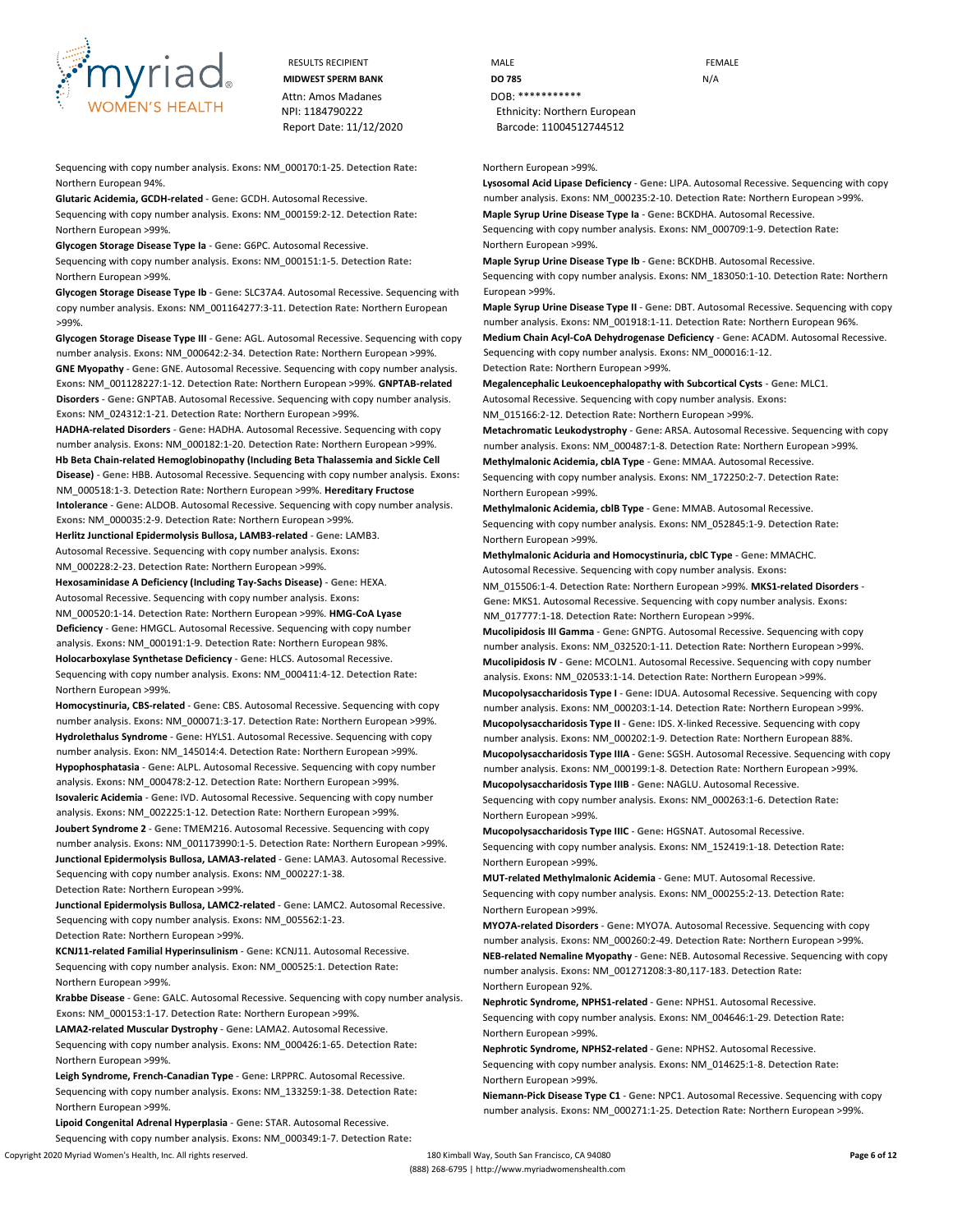Sequencing with copy number analysis. **Exons:** NM_000170:1-25. **Detection Rate:** Northern European 94%.

**Glutaric Acidemia, GCDH-related** - **Gene:** GCDH. Autosomal Recessive. Sequencing with copy number analysis. **Exons:** NM_000159:2-12. **Detection Rate:** Northern European >99%.

**Glycogen Storage Disease Type Ia** - **Gene:** G6PC. Autosomal Recessive. Sequencing with copy number analysis. **Exons:** NM_000151:1-5. **Detection Rate:** Northern European >99%.

**Glycogen Storage Disease Type Ib** - **Gene:** SLC37A4. Autosomal Recessive. Sequencing with copy number analysis. **Exons:** NM_001164277:3-11. **Detection Rate:** Northern European >99%.

**Glycogen Storage Disease Type III** - **Gene:** AGL. Autosomal Recessive. Sequencing with copy number analysis. **Exons:** NM_000642:2-34. **Detection Rate:** Northern European >99%.

**GNE Myopathy** - **Gene:** GNE. Autosomal Recessive. Sequencing with copy number analysis. **Exons:** NM_001128227:1-12. **Detection Rate:** Northern European >99%.

**GNPTAB-related Disorders** - **Gene:** GNPTAB. Autosomal Recessive. Sequencing with copy number analysis. **Exons:** NM_024312:1-21. **Detection Rate:** Northern European >99%.

**HADHA-related Disorders** - **Gene:** HADHA. Autosomal Recessive. Sequencing with copy number analysis. **Exons:** NM_000182:1-20. **Detection Rate:** Northern European >99%.

**Hb Beta Chain-related Hemoglobinopathy (Including Beta Thalassemia and Sickle Cell Disease)** - **Gene:** HBB. Autosomal Recessive. Sequencing with copy number analysis. **Exons:** NM_000518:1-3. **Detection Rate:** Northern European >99%.

**Hereditary Fructose Intolerance** - **Gene:** ALDOB. Autosomal Recessive. Sequencing with copy number analysis. **Exons:** NM_000035:2-9. **Detection Rate:** Northern European >99%.

**Herlitz Junctional Epidermolysis Bullosa, LAMB3-related** - **Gene:** LAMB3. Autosomal Recessive. Sequencing with copy number analysis. **Exons:** NM_000228:2-23. **Detection Rate:** Northern European >99%.

**Hexosaminidase A Deficiency (Including Tay-Sachs Disease)** - **Gene:** HEXA. Autosomal Recessive. Sequencing with copy number analysis. **Exons:** NM_000520:1-14. **Detection Rate:** Northern European >99%.

**HMG-CoA Lyase Deficiency** - **Gene:** HMGCL. Autosomal Recessive. Sequencing with copy number analysis. **Exons:** NM_000191:1-9. **Detection Rate:** Northern European 98%.

**Holocarboxylase Synthetase Deficiency** - **Gene:** HLCS. Autosomal Recessive. Sequencing with copy number analysis. **Exons:** NM_000411:4-12. **Detection Rate:** Northern European >99%.

**Homocystinuria, CBS-related** - **Gene:** CBS. Autosomal Recessive. Sequencing with copy number analysis. **Exons:** NM_000071:3-17. **Detection Rate:** Northern European >99%.

**Hydrolethalus Syndrome** - **Gene:** HYLS1. Autosomal Recessive. Sequencing with copy number analysis. **Exon:** NM_145014:4. **Detection Rate:** Northern European >99%.

**Hypophosphatasia** - **Gene:** ALPL. Autosomal Recessive. Sequencing with copy number analysis. **Exons:** NM_000478:2-12. **Detection Rate:** Northern European >99%.

**Isovaleric Acidemia** - **Gene:** IVD. Autosomal Recessive. Sequencing with copy number analysis. **Exons:** NM_002225:1-12. **Detection Rate:** Northern European >99%.

**Joubert Syndrome 2** - **Gene:** TMEM216. Autosomal Recessive. Sequencing with copy number analysis. **Exons:** NM_001173990:1-5. **Detection Rate:** Northern European >99%.

**Junctional Epidermolysis Bullosa, LAMA3-related** - **Gene:** LAMA3. Autosomal Recessive. Sequencing with copy number analysis. **Exons:** NM_000227:1-38. **Detection Rate:** Northern European >99%.

**Junctional Epidermolysis Bullosa, LAMC2-related** - **Gene:** LAMC2. Autosomal Recessive. Sequencing with copy number analysis. **Exons:** NM_005562:1-23. **Detection Rate:** Northern European >99%.

**KCNJ11-related Familial Hyperinsulinism** - **Gene:** KCNJ11. Autosomal Recessive. Sequencing with copy number analysis. **Exon:** NM_000525:1. **Detection Rate:** Northern European >99%.

**Krabbe Disease** - **Gene:** GALC. Autosomal Recessive. Sequencing with copy number analysis. **Exons:** NM_000153:1-17. **Detection Rate:** Northern European >99%.

**LAMA2-related Muscular Dystrophy** - **Gene:** LAMA2. Autosomal Recessive. Sequencing with copy number analysis. **Exons:** NM_000426:1-65. **Detection Rate:** Northern European >99%.

**Leigh Syndrome, French-Canadian Type** - **Gene:** LRPPRC. Autosomal Recessive. Sequencing with copy number analysis. **Exons:** NM_133259:1-38. **Detection Rate:** Northern European >99%.

**Lipoid Congenital Adrenal Hyperplasia** - **Gene:** STAR. Autosomal Recessive. Sequencing with copy number analysis. **Exons:** NM_000349:1-7. **Detection Rate:** Northern European >99%.

**Lysosomal Acid Lipase Deficiency** - **Gene:** LIPA. Autosomal Recessive. Sequencing with copy number analysis. **Exons:** NM_000235:2-10. **Detection Rate:** Northern European >99%.

**Maple Syrup Urine Disease Type Ia** - **Gene:** BCKDHA. Autosomal Recessive. Sequencing with copy number analysis. **Exons:** NM_000709:1-9. **Detection Rate:** Northern European >99%.

**Maple Syrup Urine Disease Type Ib** - **Gene:** BCKDHB. Autosomal Recessive. Sequencing with copy number analysis. **Exons:** NM_183050:1-10. **Detection Rate:** Northern European >99%.

**Maple Syrup Urine Disease Type II** - **Gene:** DBT. Autosomal Recessive. Sequencing with copy number analysis. **Exons:** NM_001918:1-11. **Detection Rate:** Northern European 96%.

**Medium Chain Acyl-CoA Dehydrogenase Deficiency** - **Gene:** ACADM. Autosomal Recessive. Sequencing with copy number analysis. **Exons:** NM_000016:1-12. **Detection Rate:** Northern European >99%.

**Megalencephalic Leukoencephalopathy with Subcortical Cysts** - **Gene:** MLC1. Autosomal Recessive. Sequencing with copy number analysis. **Exons:** NM_015166:2-12. **Detection Rate:** Northern European >99%.

**Metachromatic Leukodystrophy** - **Gene:** ARSA. Autosomal Recessive. Sequencing with copy number analysis. **Exons:** NM_000487:1-8. **Detection Rate:** Northern European >99%.

**Methylmalonic Acidemia, cblA Type** - **Gene:** MMAA. Autosomal Recessive. Sequencing with copy number analysis. **Exons:** NM_172250:2-7. **Detection Rate:** Northern European >99%.

**Methylmalonic Acidemia, cblB Type** - **Gene:** MMAB. Autosomal Recessive. Sequencing with copy number analysis. **Exons:** NM_052845:1-9. **Detection Rate:** Northern European >99%.

**Methylmalonic Aciduria and Homocystinuria, cblC Type** - **Gene:** MMACHC. Autosomal Recessive. Sequencing with copy number analysis. **Exons:** NM_015506:1-4. **Detection Rate:** Northern European >99%.

**MKS1-related Disorders** - **Gene:** MKS1. Autosomal Recessive. Sequencing with copy number analysis. **Exons:** NM_017777:1-18. **Detection Rate:** Northern European >99%.

**Mucolipidosis III Gamma** - **Gene:** GNPTG. Autosomal Recessive. Sequencing with copy number analysis. **Exons:** NM_032520:1-11. **Detection Rate:** Northern European >99%.

**Mucolipidosis IV** - **Gene:** MCOLN1. Autosomal Recessive. Sequencing with copy number analysis. **Exons:** NM_020533:1-14. **Detection Rate:** Northern European >99%.

**Mucopolysaccharidosis Type I** - **Gene:** IDUA. Autosomal Recessive. Sequencing with copy number analysis. **Exons:** NM_000203:1-14. **Detection Rate:** Northern European >99%.

**Mucopolysaccharidosis Type II** - **Gene:** IDS. X-linked Recessive. Sequencing with copy number analysis. **Exons:** NM_000202:1-9. **Detection Rate:** Northern European 88%.

**Mucopolysaccharidosis Type IIIA** - **Gene:** SGSH. Autosomal Recessive. Sequencing with copy number analysis. **Exons:** NM_000199:1-8. **Detection Rate:** Northern European >99%.

**Mucopolysaccharidosis Type IIIB** - **Gene:** NAGLU. Autosomal Recessive. Sequencing with copy number analysis. **Exons:** NM_000263:1-6. **Detection Rate:** Northern European >99%.

**Mucopolysaccharidosis Type IIIC** - **Gene:** HGSNAT. Autosomal Recessive. Sequencing with copy number analysis. **Exons:** NM_152419:1-18. **Detection Rate:** Northern European >99%.

**MUT-related Methylmalonic Acidemia** - **Gene:** MUT. Autosomal Recessive. Sequencing with copy number analysis. **Exons:** NM_000255:2-13. **Detection Rate:** Northern European >99%.

**MYO7A-related Disorders** - **Gene:** MYO7A. Autosomal Recessive. Sequencing with copy number analysis. **Exons:** NM_000260:2-49. **Detection Rate:** Northern European >99%.

**NEB-related Nemaline Myopathy** - **Gene:** NEB. Autosomal Recessive. Sequencing with copy number analysis. **Exons:** NM_001271208:3-80,117-183. **Detection Rate:** Northern European 92%.

**Nephrotic Syndrome, NPHS1-related** - **Gene:** NPHS1. Autosomal Recessive. Sequencing with copy number analysis. **Exons:** NM_004646:1-29. **Detection Rate:** Northern European >99%.

**Nephrotic Syndrome, NPHS2-related** - **Gene:** NPHS2. Autosomal Recessive. Sequencing with copy number analysis. **Exons:** NM_014625:1-8. **Detection Rate:** Northern European >99%.

**Niemann-Pick Disease Type C1** - **Gene:** NPC1. Autosomal Recessive. Sequencing with copy number analysis. **Exons:** NM_000271:1-25. **Detection Rate:** Northern European >99%.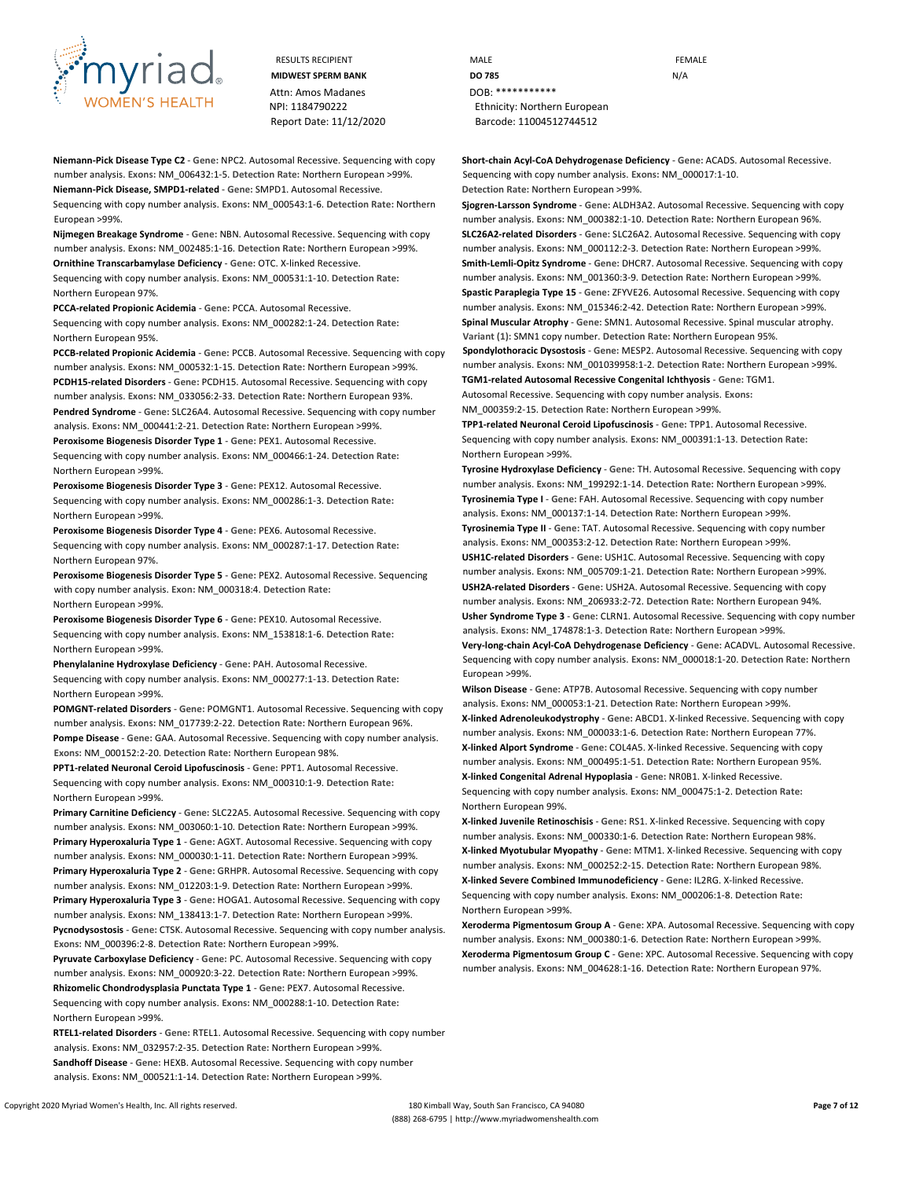RESULTS RECIPIENT
**MIDWEST SPERM BANK**
Attn: Amos Madanes
NPI: 1184790222
Report Date: 11/12/2020

MALE
**DO 785**
DOB: ***********
Ethnicity: Northern European
Barcode: 11004512744512

FEMALE
N/A

**Niemann-Pick Disease Type C2** - **Gene:** NPC2. Autosomal Recessive. Sequencing with copy number analysis. **Exons:** NM_006432:1-5. **Detection Rate:** Northern European >99%.

**Niemann-Pick Disease, SMPD1-related** - **Gene:** SMPD1. Autosomal Recessive. Sequencing with copy number analysis. **Exons:** NM_000543:1-6. **Detection Rate:** Northern European >99%.

**Nijmegen Breakage Syndrome** - **Gene:** NBN. Autosomal Recessive. Sequencing with copy number analysis. **Exons:** NM_002485:1-16. **Detection Rate:** Northern European >99%.

**Ornithine Transcarbamylase Deficiency** - **Gene:** OTC. X-linked Recessive. Sequencing with copy number analysis. **Exons:** NM_000531:1-10. **Detection Rate:** Northern European 97%.

**PCCA-related Propionic Acidemia** - **Gene:** PCCA. Autosomal Recessive. Sequencing with copy number analysis. **Exons:** NM_000282:1-24. **Detection Rate:** Northern European 95%.

**PCCB-related Propionic Acidemia** - **Gene:** PCCB. Autosomal Recessive. Sequencing with copy number analysis. **Exons:** NM_000532:1-15. **Detection Rate:** Northern European >99%.

**PCDH15-related Disorders** - **Gene:** PCDH15. Autosomal Recessive. Sequencing with copy number analysis. **Exons:** NM_033056:2-33. **Detection Rate:** Northern European 93%.

**Pendred Syndrome** - **Gene:** SLC26A4. Autosomal Recessive. Sequencing with copy number analysis. **Exons:** NM_000441:2-21. **Detection Rate:** Northern European >99%.

**Peroxisome Biogenesis Disorder Type 1** - **Gene:** PEX1. Autosomal Recessive. Sequencing with copy number analysis. **Exons:** NM_000466:1-24. **Detection Rate:** Northern European >99%.

**Peroxisome Biogenesis Disorder Type 3** - **Gene:** PEX12. Autosomal Recessive. Sequencing with copy number analysis. **Exons:** NM_000286:1-3. **Detection Rate:** Northern European >99%.

**Peroxisome Biogenesis Disorder Type 4** - **Gene:** PEX6. Autosomal Recessive. Sequencing with copy number analysis. **Exons:** NM_000287:1-17. **Detection Rate:** Northern European 97%.

**Peroxisome Biogenesis Disorder Type 5** - **Gene:** PEX2. Autosomal Recessive. Sequencing with copy number analysis. **Exon:** NM_000318:4. **Detection Rate:** Northern European >99%.

**Peroxisome Biogenesis Disorder Type 6** - **Gene:** PEX10. Autosomal Recessive. Sequencing with copy number analysis. **Exons:** NM_153818:1-6. **Detection Rate:** Northern European >99%.

**Phenylalanine Hydroxylase Deficiency** - **Gene:** PAH. Autosomal Recessive. Sequencing with copy number analysis. **Exons:** NM_000277:1-13. **Detection Rate:** Northern European >99%.

**POMGNT1-related Disorders** - **Gene:** POMGNT1. Autosomal Recessive. Sequencing with copy number analysis. **Exons:** NM_017739:2-22. **Detection Rate:** Northern European 96%.

**Pompe Disease** - **Gene:** GAA. Autosomal Recessive. Sequencing with copy number analysis. **Exons:** NM_000152:2-20. **Detection Rate:** Northern European 98%.

**PPT1-related Neuronal Ceroid Lipofuscinosis** - **Gene:** PPT1. Autosomal Recessive. Sequencing with copy number analysis. **Exons:** NM_000310:1-9. **Detection Rate:** Northern European >99%.

**Primary Carnitine Deficiency** - **Gene:** SLC22A5. Autosomal Recessive. Sequencing with copy number analysis. **Exons:** NM_003060:1-10. **Detection Rate:** Northern European >99%.

**Primary Hyperoxaluria Type 1** - **Gene:** AGXT. Autosomal Recessive. Sequencing with copy number analysis. **Exons:** NM_000030:1-11. **Detection Rate:** Northern European >99%.

**Primary Hyperoxaluria Type 2** - **Gene:** GRHPR. Autosomal Recessive. Sequencing with copy number analysis. **Exons:** NM_012203:1-9. **Detection Rate:** Northern European >99%.

**Primary Hyperoxaluria Type 3** - **Gene:** HOGA1. Autosomal Recessive. Sequencing with copy number analysis. **Exons:** NM_138413:1-7. **Detection Rate:** Northern European >99%.

**Pycnodysostosis** - **Gene:** CTSK. Autosomal Recessive. Sequencing with copy number analysis. **Exons:** NM_000396:2-8. **Detection Rate:** Northern European >99%.

**Pyruvate Carboxylase Deficiency** - **Gene:** PC. Autosomal Recessive. Sequencing with copy number analysis. **Exons:** NM_000920:3-22. **Detection Rate:** Northern European >99%.

**Rhizomelic Chondrodysplasia Punctata Type 1** - **Gene:** PEX7. Autosomal Recessive. Sequencing with copy number analysis. **Exons:** NM_000288:1-10. **Detection Rate:** Northern European >99%.

**RTEL1-related Disorders** - **Gene:** RTEL1. Autosomal Recessive. Sequencing with copy number analysis. **Exons:** NM_032957:2-35. **Detection Rate:** Northern European >99%.

**Sandhoff Disease** - **Gene:** HEXB. Autosomal Recessive. Sequencing with copy number analysis. **Exons:** NM_000521:1-14. **Detection Rate:** Northern European >99%.

**Short-chain Acyl-CoA Dehydrogenase Deficiency** - **Gene:** ACADS. Autosomal Recessive. Sequencing with copy number analysis. **Exons:** NM_000017:1-10. **Detection Rate:** Northern European >99%.

**Sjogren-Larsson Syndrome** - **Gene:** ALDH3A2. Autosomal Recessive. Sequencing with copy number analysis. **Exons:** NM_000382:1-10. **Detection Rate:** Northern European 96%.

**SLC26A2-related Disorders** - **Gene:** SLC26A2. Autosomal Recessive. Sequencing with copy number analysis. **Exons:** NM_000112:2-3. **Detection Rate:** Northern European >99%.

**Smith-Lemli-Opitz Syndrome** - **Gene:** DHCR7. Autosomal Recessive. Sequencing with copy number analysis. **Exons:** NM_001360:3-9. **Detection Rate:** Northern European >99%.

**Spastic Paraplegia Type 15** - **Gene:** ZFYVE26. Autosomal Recessive. Sequencing with copy number analysis. **Exons:** NM_015346:2-42. **Detection Rate:** Northern European >99%.

**Spinal Muscular Atrophy** - **Gene:** SMN1. Autosomal Recessive. Spinal muscular atrophy. **Variant (1):** SMN1 copy number. **Detection Rate:** Northern European 95%.

**Spondylothoracic Dysostosis** - **Gene:** MESP2. Autosomal Recessive. Sequencing with copy number analysis. **Exons:** NM_001039958:1-2. **Detection Rate:** Northern European >99%.

**TGM1-related Autosomal Recessive Congenital Ichthyosis** - **Gene:** TGM1. Autosomal Recessive. Sequencing with copy number analysis. **Exons:** NM_000359:2-15. **Detection Rate:** Northern European >99%.

**TPP1-related Neuronal Ceroid Lipofuscinosis** - **Gene:** TPP1. Autosomal Recessive. Sequencing with copy number analysis. **Exons:** NM_000391:1-13. **Detection Rate:** Northern European >99%.

**Tyrosine Hydroxylase Deficiency** - **Gene:** TH. Autosomal Recessive. Sequencing with copy number analysis. **Exons:** NM_199292:1-14. **Detection Rate:** Northern European >99%.

**Tyrosinemia Type I** - **Gene:** FAH. Autosomal Recessive. Sequencing with copy number analysis. **Exons:** NM_000137:1-14. **Detection Rate:** Northern European >99%.

**Tyrosinemia Type II** - **Gene:** TAT. Autosomal Recessive. Sequencing with copy number analysis. **Exons:** NM_000353:2-12. **Detection Rate:** Northern European >99%.

**USH1C-related Disorders** - **Gene:** USH1C. Autosomal Recessive. Sequencing with copy number analysis. **Exons:** NM_005709:1-21. **Detection Rate:** Northern European >99%.

**USH2A-related Disorders** - **Gene:** USH2A. Autosomal Recessive. Sequencing with copy number analysis. **Exons:** NM_206933:2-72. **Detection Rate:** Northern European 94%.

**Usher Syndrome Type 3** - **Gene:** CLRN1. Autosomal Recessive. Sequencing with copy number analysis. **Exons:** NM_174878:1-3. **Detection Rate:** Northern European >99%.

**Very-long-chain Acyl-CoA Dehydrogenase Deficiency** - **Gene:** ACADVL. Autosomal Recessive. Sequencing with copy number analysis. **Exons:** NM_000018:1-20. **Detection Rate:** Northern European >99%.

**Wilson Disease** - **Gene:** ATP7B. Autosomal Recessive. Sequencing with copy number analysis. **Exons:** NM_000053:1-21. **Detection Rate:** Northern European >99%.

**X-linked Adrenoleukodystrophy** - **Gene:** ABCD1. X-linked Recessive. Sequencing with copy number analysis. **Exons:** NM_000033:1-6. **Detection Rate:** Northern European 77%.

**X-linked Alport Syndrome** - **Gene:** COL4A5. X-linked Recessive. Sequencing with copy number analysis. **Exons:** NM_000495:1-51. **Detection Rate:** Northern European 95%.

**X-linked Congenital Adrenal Hypoplasia** - **Gene:** NR0B1. X-linked Recessive. Sequencing with copy number analysis. **Exons:** NM_000475:1-2. **Detection Rate:** Northern European 99%.

**X-linked Juvenile Retinoschisis** - **Gene:** RS1. X-linked Recessive. Sequencing with copy number analysis. **Exons:** NM_000330:1-6. **Detection Rate:** Northern European 98%.

**X-linked Myotubular Myopathy** - **Gene:** MTM1. X-linked Recessive. Sequencing with copy number analysis. **Exons:** NM_000252:2-15. **Detection Rate:** Northern European 98%.

**X-linked Severe Combined Immunodeficiency** - **Gene:** IL2RG. X-linked Recessive. Sequencing with copy number analysis. **Exons:** NM_000206:1-8. **Detection Rate:** Northern European >99%.

**Xeroderma Pigmentosum Group A** - **Gene:** XPA. Autosomal Recessive. Sequencing with copy number analysis. **Exons:** NM_000380:1-6. **Detection Rate:** Northern European >99%.

**Xeroderma Pigmentosum Group C** - **Gene:** XPC. Autosomal Recessive. Sequencing with copy number analysis. **Exons:** NM_004628:1-16. **Detection Rate:** Northern European 97%.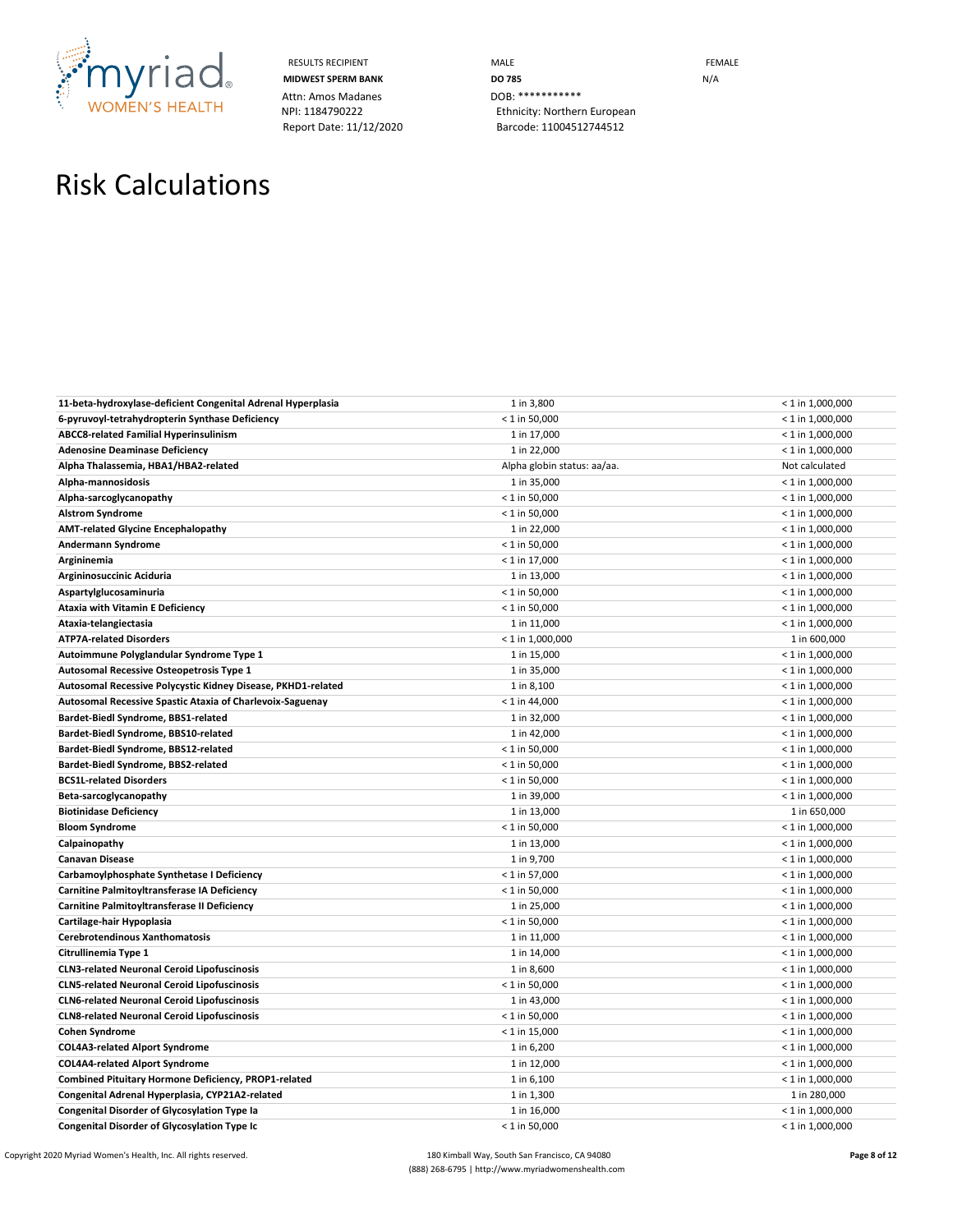RESULTS RECIPIENT
**MIDWEST SPERM BANK**
Attn: Amos Madanes
NPI: 1184790222
Report Date: 11/12/2020

MALE
**DO 785**
DOB: ***********
Ethnicity: Northern European
Barcode: 11004512744512

FEMALE
N/A

# Risk Calculations

| | | |
|---|---|---|
| **11-beta-hydroxylase-deficient Congenital Adrenal Hyperplasia** | 1 in 3,800 | < 1 in 1,000,000 |
| **6-pyruvoyl-tetrahydropterin Synthase Deficiency** | < 1 in 50,000 | < 1 in 1,000,000 |
| **ABCC8-related Familial Hyperinsulinism** | 1 in 17,000 | < 1 in 1,000,000 |
| **Adenosine Deaminase Deficiency** | 1 in 22,000 | < 1 in 1,000,000 |
| **Alpha Thalassemia, HBA1/HBA2-related** | Alpha globin status: aa/aa. | Not calculated |
| **Alpha-mannosidosis** | 1 in 35,000 | < 1 in 1,000,000 |
| **Alpha-sarcoglycanopathy** | < 1 in 50,000 | < 1 in 1,000,000 |
| **Alstrom Syndrome** | < 1 in 50,000 | < 1 in 1,000,000 |
| **AMT-related Glycine Encephalopathy** | 1 in 22,000 | < 1 in 1,000,000 |
| **Andermann Syndrome** | < 1 in 50,000 | < 1 in 1,000,000 |
| **Argininemia** | < 1 in 17,000 | < 1 in 1,000,000 |
| **Argininosuccinic Aciduria** | 1 in 13,000 | < 1 in 1,000,000 |
| **Aspartylglucosaminuria** | < 1 in 50,000 | < 1 in 1,000,000 |
| **Ataxia with Vitamin E Deficiency** | < 1 in 50,000 | < 1 in 1,000,000 |
| **Ataxia-telangiectasia** | 1 in 11,000 | < 1 in 1,000,000 |
| **ATP7A-related Disorders** | < 1 in 1,000,000 | 1 in 600,000 |
| **Autoimmune Polyglandular Syndrome Type 1** | 1 in 15,000 | < 1 in 1,000,000 |
| **Autosomal Recessive Osteopetrosis Type 1** | 1 in 35,000 | < 1 in 1,000,000 |
| **Autosomal Recessive Polycystic Kidney Disease, PKHD1-related** | 1 in 8,100 | < 1 in 1,000,000 |
| **Autosomal Recessive Spastic Ataxia of Charlevoix-Saguenay** | < 1 in 44,000 | < 1 in 1,000,000 |
| **Bardet-Biedl Syndrome, BBS1-related** | 1 in 32,000 | < 1 in 1,000,000 |
| **Bardet-Biedl Syndrome, BBS10-related** | 1 in 42,000 | < 1 in 1,000,000 |
| **Bardet-Biedl Syndrome, BBS12-related** | < 1 in 50,000 | < 1 in 1,000,000 |
| **Bardet-Biedl Syndrome, BBS2-related** | < 1 in 50,000 | < 1 in 1,000,000 |
| **BCS1L-related Disorders** | < 1 in 50,000 | < 1 in 1,000,000 |
| **Beta-sarcoglycanopathy** | 1 in 39,000 | < 1 in 1,000,000 |
| **Biotinidase Deficiency** | 1 in 13,000 | 1 in 650,000 |
| **Bloom Syndrome** | < 1 in 50,000 | < 1 in 1,000,000 |
| **Calpainopathy** | 1 in 13,000 | < 1 in 1,000,000 |
| **Canavan Disease** | 1 in 9,700 | < 1 in 1,000,000 |
| **Carbamoylphosphate Synthetase I Deficiency** | < 1 in 57,000 | < 1 in 1,000,000 |
| **Carnitine Palmitoyltransferase IA Deficiency** | < 1 in 50,000 | < 1 in 1,000,000 |
| **Carnitine Palmitoyltransferase II Deficiency** | 1 in 25,000 | < 1 in 1,000,000 |
| **Cartilage-hair Hypoplasia** | < 1 in 50,000 | < 1 in 1,000,000 |
| **Cerebrotendinous Xanthomatosis** | 1 in 11,000 | < 1 in 1,000,000 |
| **Citrullinemia Type 1** | 1 in 14,000 | < 1 in 1,000,000 |
| **CLN3-related Neuronal Ceroid Lipofuscinosis** | 1 in 8,600 | < 1 in 1,000,000 |
| **CLN5-related Neuronal Ceroid Lipofuscinosis** | < 1 in 50,000 | < 1 in 1,000,000 |
| **CLN6-related Neuronal Ceroid Lipofuscinosis** | 1 in 43,000 | < 1 in 1,000,000 |
| **CLN8-related Neuronal Ceroid Lipofuscinosis** | < 1 in 50,000 | < 1 in 1,000,000 |
| **Cohen Syndrome** | < 1 in 15,000 | < 1 in 1,000,000 |
| **COL4A3-related Alport Syndrome** | 1 in 6,200 | < 1 in 1,000,000 |
| **COL4A4-related Alport Syndrome** | 1 in 12,000 | < 1 in 1,000,000 |
| **Combined Pituitary Hormone Deficiency, PROP1-related** | 1 in 6,100 | < 1 in 1,000,000 |
| **Congenital Adrenal Hyperplasia, CYP21A2-related** | 1 in 1,300 | 1 in 280,000 |
| **Congenital Disorder of Glycosylation Type Ia** | 1 in 16,000 | < 1 in 1,000,000 |
| **Congenital Disorder of Glycosylation Type Ic** | < 1 in 50,000 | < 1 in 1,000,000 |

Copyright 2020 Myriad Women's Health, Inc. All rights reserved.
180 Kimball Way, South San Francisco, CA 94080
(888) 268-6795 | http://www.myriadwomenshealth.com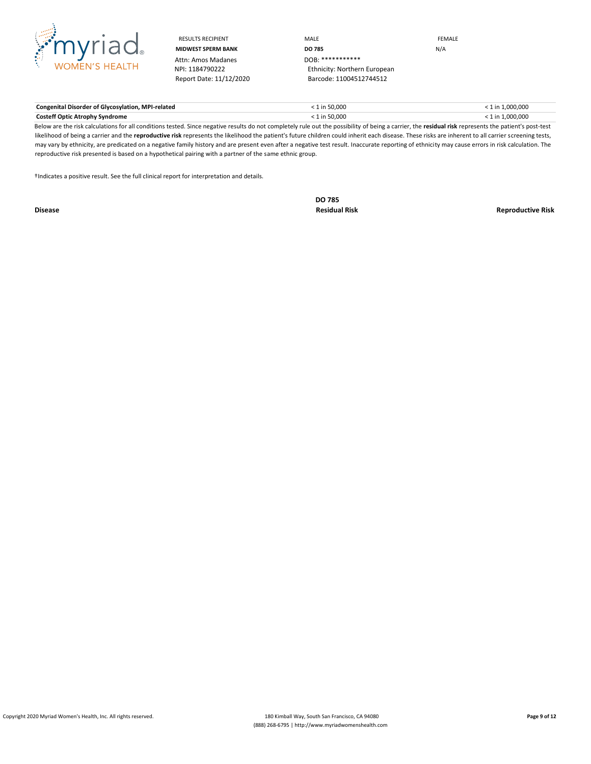| RESULTS RECIPIENT | MALE | FEMALE |
|---|---|---|
| **MIDWEST SPERM BANK** | **DO 785** | N/A |
| Attn: Amos Madanes | DOB: *********** | |
| NPI: 1184790222 | Ethnicity: Northern European | |
| Report Date: 11/12/2020 | Barcode: 11004512744512 | |

| Disease | DO 785 Residual Risk | Reproductive Risk |
|---|---|---|
| **Congenital Disorder of Glycosylation, MPI-related** | < 1 in 50,000 | < 1 in 1,000,000 |
| **Costeff Optic Atrophy Syndrome** | < 1 in 50,000 | < 1 in 1,000,000 |

Below are the risk calculations for all conditions tested. Since negative results do not completely rule out the possibility of being a carrier, the **residual risk** represents the patient's post-test likelihood of being a carrier and the **reproductive risk** represents the likelihood the patient's future children could inherit each disease. These risks are inherent to all carrier screening tests, may vary by ethnicity, are predicated on a negative family history and are present even after a negative test result. Inaccurate reporting of ethnicity may cause errors in risk calculation. The reproductive risk presented is based on a hypothetical pairing with a partner of the same ethnic group.

†Indicates a positive result. See the full clinical report for interpretation and details.

Copyright 2020 Myriad Women's Health, Inc. All rights reserved.

180 Kimball Way, South San Francisco, CA 94080
(888) 268-6795 | http://www.myriadwomenshealth.com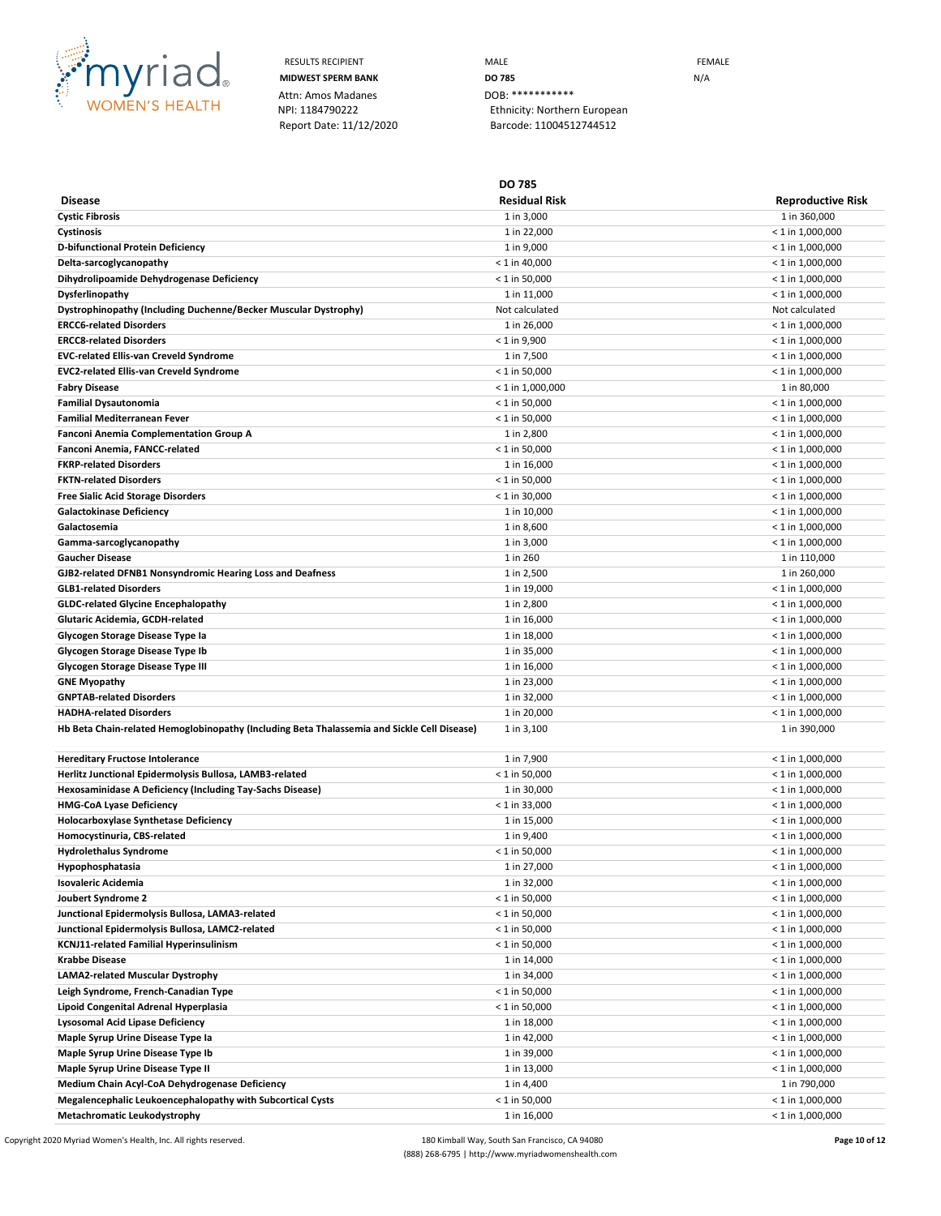| RESULTS RECIPIENT | MALE | FEMALE |
|---|---|---|
| **MIDWEST SPERM BANK** | **DO 785** | N/A |
| Attn: Amos Madanes | DOB: *********** | |
| NPI: 1184790222 | Ethnicity: Northern European | |
| Report Date: 11/12/2020 | Barcode: 11004512744512 | |

| Disease | DO 785 Residual Risk | Reproductive Risk |
|---|---|---|
| **Cystic Fibrosis** | 1 in 3,000 | 1 in 360,000 |
| **Cystinosis** | 1 in 22,000 | < 1 in 1,000,000 |
| **D-bifunctional Protein Deficiency** | 1 in 9,000 | < 1 in 1,000,000 |
| **Delta-sarcoglycanopathy** | < 1 in 40,000 | < 1 in 1,000,000 |
| **Dihydrolipoamide Dehydrogenase Deficiency** | < 1 in 50,000 | < 1 in 1,000,000 |
| **Dysferlinopathy** | 1 in 11,000 | < 1 in 1,000,000 |
| **Dystrophinopathy (Including Duchenne/Becker Muscular Dystrophy)** | Not calculated | Not calculated |
| **ERCC6-related Disorders** | 1 in 26,000 | < 1 in 1,000,000 |
| **ERCC8-related Disorders** | < 1 in 9,900 | < 1 in 1,000,000 |
| **EVC-related Ellis-van Creveld Syndrome** | 1 in 7,500 | < 1 in 1,000,000 |
| **EVC2-related Ellis-van Creveld Syndrome** | < 1 in 50,000 | < 1 in 1,000,000 |
| **Fabry Disease** | < 1 in 1,000,000 | 1 in 80,000 |
| **Familial Dysautonomia** | < 1 in 50,000 | < 1 in 1,000,000 |
| **Familial Mediterranean Fever** | < 1 in 50,000 | < 1 in 1,000,000 |
| **Fanconi Anemia Complementation Group A** | 1 in 2,800 | < 1 in 1,000,000 |
| **Fanconi Anemia, FANCC-related** | < 1 in 50,000 | < 1 in 1,000,000 |
| **FKRP-related Disorders** | 1 in 16,000 | < 1 in 1,000,000 |
| **FKTN-related Disorders** | < 1 in 50,000 | < 1 in 1,000,000 |
| **Free Sialic Acid Storage Disorders** | < 1 in 30,000 | < 1 in 1,000,000 |
| **Galactokinase Deficiency** | 1 in 10,000 | < 1 in 1,000,000 |
| **Galactosemia** | 1 in 8,600 | < 1 in 1,000,000 |
| **Gamma-sarcoglycanopathy** | 1 in 3,000 | < 1 in 1,000,000 |
| **Gaucher Disease** | 1 in 260 | 1 in 110,000 |
| **GJB2-related DFNB1 Nonsyndromic Hearing Loss and Deafness** | 1 in 2,500 | 1 in 260,000 |
| **GLB1-related Disorders** | 1 in 19,000 | < 1 in 1,000,000 |
| **GLDC-related Glycine Encephalopathy** | 1 in 2,800 | < 1 in 1,000,000 |
| **Glutaric Acidemia, GCDH-related** | 1 in 16,000 | < 1 in 1,000,000 |
| **Glycogen Storage Disease Type Ia** | 1 in 18,000 | < 1 in 1,000,000 |
| **Glycogen Storage Disease Type Ib** | 1 in 35,000 | < 1 in 1,000,000 |
| **Glycogen Storage Disease Type III** | 1 in 16,000 | < 1 in 1,000,000 |
| **GNE Myopathy** | 1 in 23,000 | < 1 in 1,000,000 |
| **GNPTAB-related Disorders** | 1 in 32,000 | < 1 in 1,000,000 |
| **HADHA-related Disorders** | 1 in 20,000 | < 1 in 1,000,000 |
| **Hb Beta Chain-related Hemoglobinopathy (Including Beta Thalassemia and Sickle Cell Disease)** | 1 in 3,100 | 1 in 390,000 |
| **Hereditary Fructose Intolerance** | 1 in 7,900 | < 1 in 1,000,000 |
| **Herlitz Junctional Epidermolysis Bullosa, LAMB3-related** | < 1 in 50,000 | < 1 in 1,000,000 |
| **Hexosaminidase A Deficiency (Including Tay-Sachs Disease)** | 1 in 30,000 | < 1 in 1,000,000 |
| **HMG-CoA Lyase Deficiency** | < 1 in 33,000 | < 1 in 1,000,000 |
| **Holocarboxylase Synthetase Deficiency** | 1 in 15,000 | < 1 in 1,000,000 |
| **Homocystinuria, CBS-related** | 1 in 9,400 | < 1 in 1,000,000 |
| **Hydrolethalus Syndrome** | < 1 in 50,000 | < 1 in 1,000,000 |
| **Hypophosphatasia** | 1 in 27,000 | < 1 in 1,000,000 |
| **Isovaleric Acidemia** | 1 in 32,000 | < 1 in 1,000,000 |
| **Joubert Syndrome 2** | < 1 in 50,000 | < 1 in 1,000,000 |
| **Junctional Epidermolysis Bullosa, LAMA3-related** | < 1 in 50,000 | < 1 in 1,000,000 |
| **Junctional Epidermolysis Bullosa, LAMC2-related** | < 1 in 50,000 | < 1 in 1,000,000 |
| **KCNJ11-related Familial Hyperinsulinism** | < 1 in 50,000 | < 1 in 1,000,000 |
| **Krabbe Disease** | 1 in 14,000 | < 1 in 1,000,000 |
| **LAMA2-related Muscular Dystrophy** | 1 in 34,000 | < 1 in 1,000,000 |
| **Leigh Syndrome, French-Canadian Type** | < 1 in 50,000 | < 1 in 1,000,000 |
| **Lipoid Congenital Adrenal Hyperplasia** | < 1 in 50,000 | < 1 in 1,000,000 |
| **Lysosomal Acid Lipase Deficiency** | 1 in 18,000 | < 1 in 1,000,000 |
| **Maple Syrup Urine Disease Type Ia** | 1 in 42,000 | < 1 in 1,000,000 |
| **Maple Syrup Urine Disease Type Ib** | 1 in 39,000 | < 1 in 1,000,000 |
| **Maple Syrup Urine Disease Type II** | 1 in 13,000 | < 1 in 1,000,000 |
| **Medium Chain Acyl-CoA Dehydrogenase Deficiency** | 1 in 4,400 | 1 in 790,000 |
| **Megalencephalic Leukoencephalopathy with Subcortical Cysts** | < 1 in 50,000 | < 1 in 1,000,000 |
| **Metachromatic Leukodystrophy** | 1 in 16,000 | < 1 in 1,000,000 |

Copyright 2020 Myriad Women's Health, Inc. All rights reserved.

180 Kimball Way, South San Francisco, CA 94080
(888) 268-6795 | http://www.myriadwomenshealth.com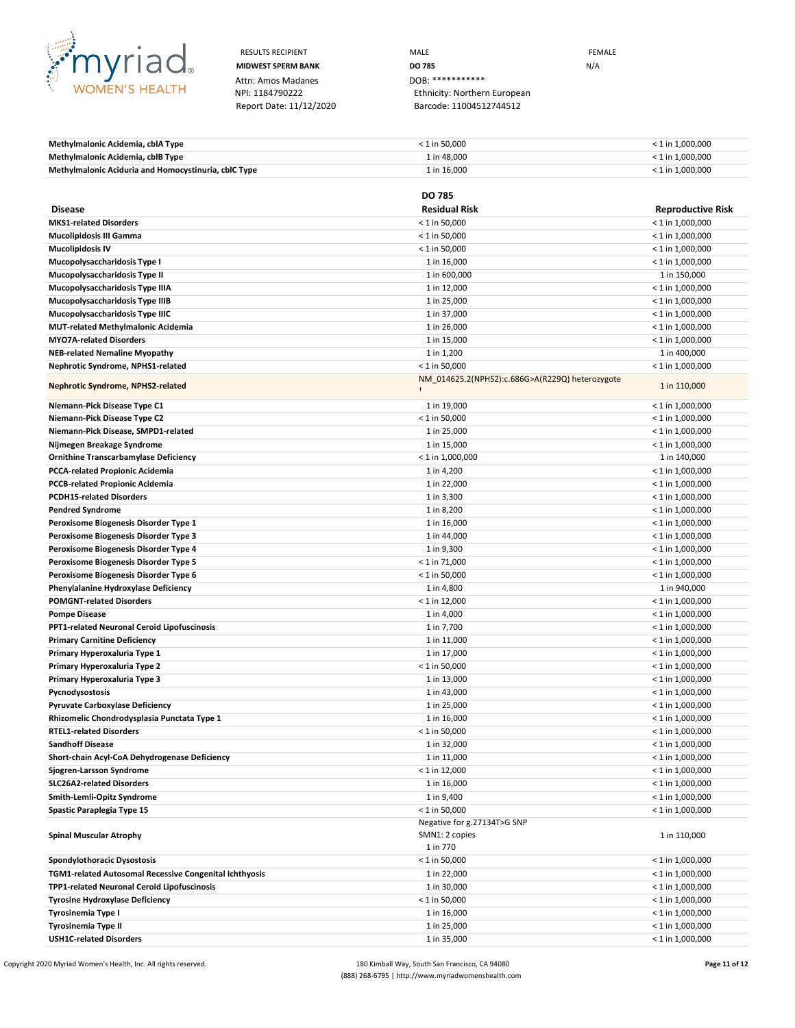RESULTS RECIPIENT
**MIDWEST SPERM BANK**
Attn: Amos Madanes
NPI: 1184790222
Report Date: 11/12/2020

MALE
**DO 785**
DOB: ***********
Ethnicity: Northern European
Barcode: 11004512744512

FEMALE
N/A

| | | |
|---|---|---|
| **Methylmalonic Acidemia, cblA Type** | < 1 in 50,000 | < 1 in 1,000,000 |
| **Methylmalonic Acidemia, cblB Type** | 1 in 48,000 | < 1 in 1,000,000 |
| **Methylmalonic Aciduria and Homocystinuria, cblC Type** | 1 in 16,000 | < 1 in 1,000,000 |

| | DO 785 | |
|---|---|---|
| **Disease** | **Residual Risk** | **Reproductive Risk** |
| **MKS1-related Disorders** | < 1 in 50,000 | < 1 in 1,000,000 |
| **Mucolipidosis III Gamma** | < 1 in 50,000 | < 1 in 1,000,000 |
| **Mucolipidosis IV** | < 1 in 50,000 | < 1 in 1,000,000 |
| **Mucopolysaccharidosis Type I** | 1 in 16,000 | < 1 in 1,000,000 |
| **Mucopolysaccharidosis Type II** | 1 in 600,000 | 1 in 150,000 |
| **Mucopolysaccharidosis Type IIIA** | 1 in 12,000 | < 1 in 1,000,000 |
| **Mucopolysaccharidosis Type IIIB** | 1 in 25,000 | < 1 in 1,000,000 |
| **Mucopolysaccharidosis Type IIIC** | 1 in 37,000 | < 1 in 1,000,000 |
| **MUT-related Methylmalonic Acidemia** | 1 in 26,000 | < 1 in 1,000,000 |
| **MYO7A-related Disorders** | 1 in 15,000 | < 1 in 1,000,000 |
| **NEB-related Nemaline Myopathy** | 1 in 1,200 | 1 in 400,000 |
| **Nephrotic Syndrome, NPHS1-related** | < 1 in 50,000 | < 1 in 1,000,000 |
| **Nephrotic Syndrome, NPHS2-related** | NM_014625.2(NPHS2):c.686G>A(R229Q) heterozygote † | 1 in 110,000 |
| **Niemann-Pick Disease Type C1** | 1 in 19,000 | < 1 in 1,000,000 |
| **Niemann-Pick Disease Type C2** | < 1 in 50,000 | < 1 in 1,000,000 |
| **Niemann-Pick Disease, SMPD1-related** | 1 in 25,000 | < 1 in 1,000,000 |
| **Nijmegen Breakage Syndrome** | 1 in 15,000 | < 1 in 1,000,000 |
| **Ornithine Transcarbamylase Deficiency** | < 1 in 1,000,000 | 1 in 140,000 |
| **PCCA-related Propionic Acidemia** | 1 in 4,200 | < 1 in 1,000,000 |
| **PCCB-related Propionic Acidemia** | 1 in 22,000 | < 1 in 1,000,000 |
| **PCDH15-related Disorders** | 1 in 3,300 | < 1 in 1,000,000 |
| **Pendred Syndrome** | 1 in 8,200 | < 1 in 1,000,000 |
| **Peroxisome Biogenesis Disorder Type 1** | 1 in 16,000 | < 1 in 1,000,000 |
| **Peroxisome Biogenesis Disorder Type 3** | 1 in 44,000 | < 1 in 1,000,000 |
| **Peroxisome Biogenesis Disorder Type 4** | 1 in 9,300 | < 1 in 1,000,000 |
| **Peroxisome Biogenesis Disorder Type 5** | < 1 in 71,000 | < 1 in 1,000,000 |
| **Peroxisome Biogenesis Disorder Type 6** | < 1 in 50,000 | < 1 in 1,000,000 |
| **Phenylalanine Hydroxylase Deficiency** | 1 in 4,800 | 1 in 940,000 |
| **POMGNT-related Disorders** | < 1 in 12,000 | < 1 in 1,000,000 |
| **Pompe Disease** | 1 in 4,000 | < 1 in 1,000,000 |
| **PPT1-related Neuronal Ceroid Lipofuscinosis** | 1 in 7,700 | < 1 in 1,000,000 |
| **Primary Carnitine Deficiency** | 1 in 11,000 | < 1 in 1,000,000 |
| **Primary Hyperoxaluria Type 1** | 1 in 17,000 | < 1 in 1,000,000 |
| **Primary Hyperoxaluria Type 2** | < 1 in 50,000 | < 1 in 1,000,000 |
| **Primary Hyperoxaluria Type 3** | 1 in 13,000 | < 1 in 1,000,000 |
| **Pycnodysostosis** | 1 in 43,000 | < 1 in 1,000,000 |
| **Pyruvate Carboxylase Deficiency** | 1 in 25,000 | < 1 in 1,000,000 |
| **Rhizomelic Chondrodysplasia Punctata Type 1** | 1 in 16,000 | < 1 in 1,000,000 |
| **RTEL1-related Disorders** | < 1 in 50,000 | < 1 in 1,000,000 |
| **Sandhoff Disease** | 1 in 32,000 | < 1 in 1,000,000 |
| **Short-chain Acyl-CoA Dehydrogenase Deficiency** | 1 in 11,000 | < 1 in 1,000,000 |
| **Sjogren-Larsson Syndrome** | < 1 in 12,000 | < 1 in 1,000,000 |
| **SLC26A2-related Disorders** | 1 in 16,000 | < 1 in 1,000,000 |
| **Smith-Lemli-Opitz Syndrome** | 1 in 9,400 | < 1 in 1,000,000 |
| **Spastic Paraplegia Type 15** | < 1 in 50,000 | < 1 in 1,000,000 |
| **Spinal Muscular Atrophy** | Negative for g.27134T>G SNP<br>SMN1: 2 copies<br>1 in 770 | 1 in 110,000 |
| **Spondylothoracic Dysostosis** | < 1 in 50,000 | < 1 in 1,000,000 |
| **TGM1-related Autosomal Recessive Congenital Ichthyosis** | 1 in 22,000 | < 1 in 1,000,000 |
| **TPP1-related Neuronal Ceroid Lipofuscinosis** | 1 in 30,000 | < 1 in 1,000,000 |
| **Tyrosine Hydroxylase Deficiency** | < 1 in 50,000 | < 1 in 1,000,000 |
| **Tyrosinemia Type I** | 1 in 16,000 | < 1 in 1,000,000 |
| **Tyrosinemia Type II** | 1 in 25,000 | < 1 in 1,000,000 |
| **USH1C-related Disorders** | 1 in 35,000 | < 1 in 1,000,000 |

Copyright 2020 Myriad Women's Health, Inc. All rights reserved.

180 Kimball Way, South San Francisco, CA 94080
(888) 268-6795 | http://www.myriadwomenshealth.com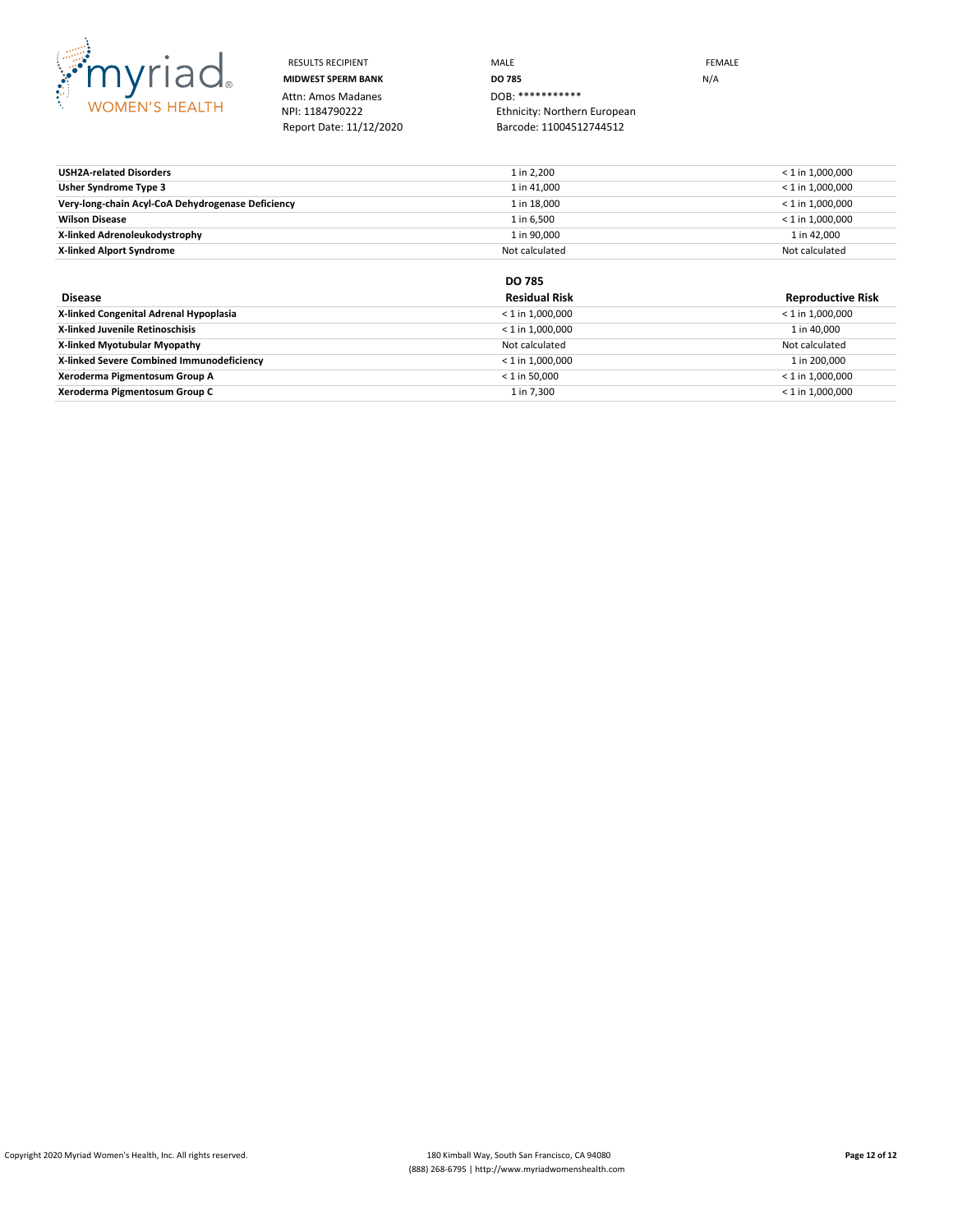| RESULTS RECIPIENT | MALE | FEMALE |
| --- | --- | --- |
| **MIDWEST SPERM BANK** | **DO 785** | N/A |
| Attn: Amos Madanes | DOB: *********** | |
| NPI: 1184790222 | Ethnicity: Northern European | |
| Report Date: 11/12/2020 | Barcode: 11004512744512 | |

| | | |
| --- | --- | --- |
| **USH2A-related Disorders** | 1 in 2,200 | < 1 in 1,000,000 |
| **Usher Syndrome Type 3** | 1 in 41,000 | < 1 in 1,000,000 |
| **Very-long-chain Acyl-CoA Dehydrogenase Deficiency** | 1 in 18,000 | < 1 in 1,000,000 |
| **Wilson Disease** | 1 in 6,500 | < 1 in 1,000,000 |
| **X-linked Adrenoleukodystrophy** | 1 in 90,000 | 1 in 42,000 |
| **X-linked Alport Syndrome** | Not calculated | Not calculated |

| | **DO 785** | |
| --- | --- | --- |
| **Disease** | **Residual Risk** | **Reproductive Risk** |
| **X-linked Congenital Adrenal Hypoplasia** | < 1 in 1,000,000 | < 1 in 1,000,000 |
| **X-linked Juvenile Retinoschisis** | < 1 in 1,000,000 | 1 in 40,000 |
| **X-linked Myotubular Myopathy** | Not calculated | Not calculated |
| **X-linked Severe Combined Immunodeficiency** | < 1 in 1,000,000 | 1 in 200,000 |
| **Xeroderma Pigmentosum Group A** | < 1 in 50,000 | < 1 in 1,000,000 |
| **Xeroderma Pigmentosum Group C** | 1 in 7,300 | < 1 in 1,000,000 |

Copyright 2020 Myriad Women's Health, Inc. All rights reserved.

180 Kimball Way, South San Francisco, CA 94080
(888) 268-6795 | http://www.myriadwomenshealth.com